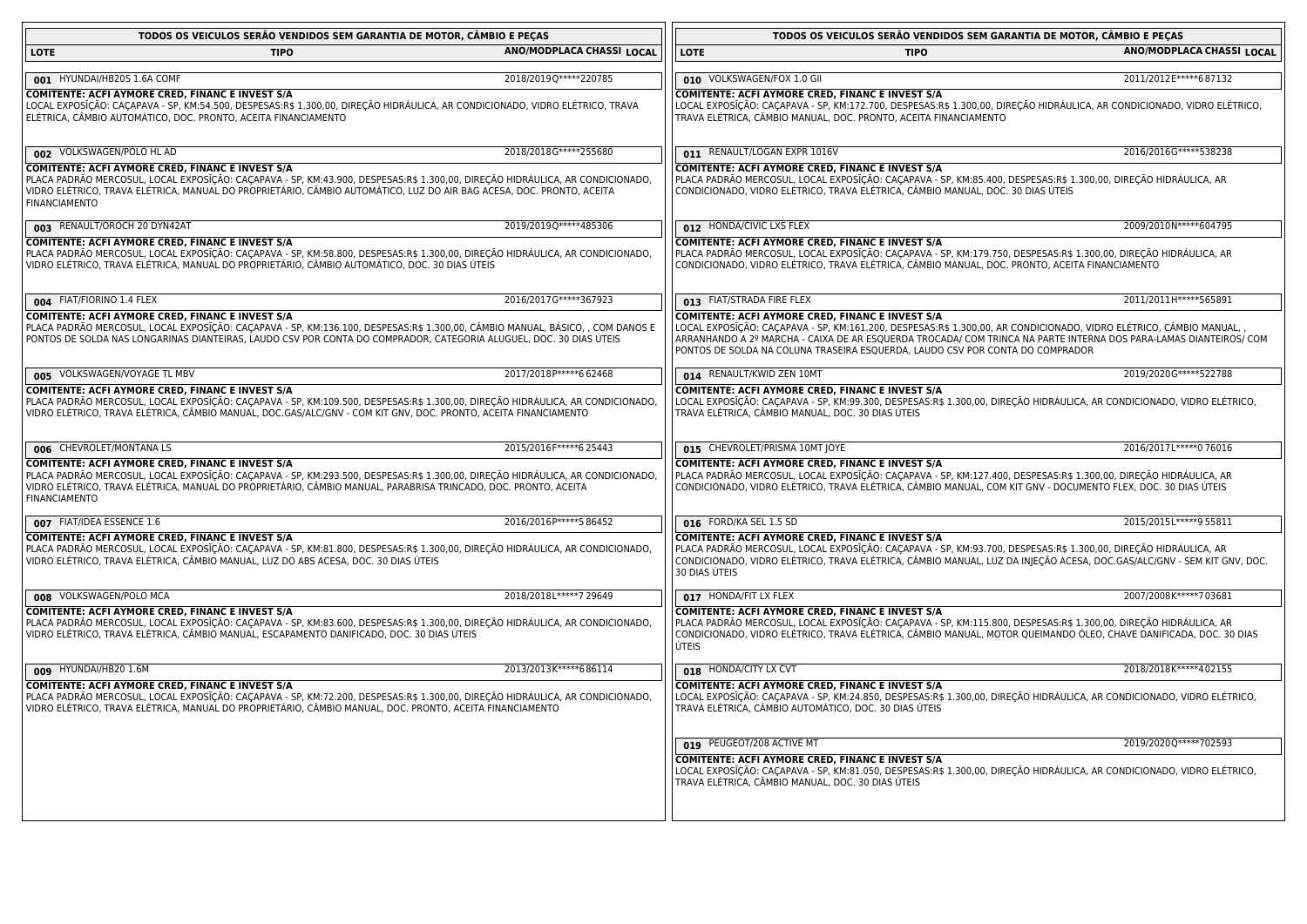**TODOS OS VEICULOS SERÃO VENDIDOS SEM GARANTIA DE MOTOR, CÂMBIO E PEÇAS**

| LOTE | TIPO | ANO/MOD | PLACA | CHASSI | LOCAL |
|---|---|---|---|---|---|

**001** HYUNDAI/HB20S 1.6A COMF — 2018/2019 Q*****220785

**COMITENTE: ACFI AYMORE CRED, FINANC E INVEST S/A**
LOCAL EXPOSIÇÃO: CAÇAPAVA - SP, KM:54.500, DESPESAS:R$ 1.300,00, DIREÇÃO HIDRÁULICA, AR CONDICIONADO, VIDRO ELÉTRICO, TRAVA ELÉTRICA, CÂMBIO AUTOMÁTICO, DOC. PRONTO, ACEITA FINANCIAMENTO

**002** VOLKSWAGEN/POLO HL AD — 2018/2018 G*****255680

**COMITENTE: ACFI AYMORE CRED, FINANC E INVEST S/A**
PLACA PADRÃO MERCOSUL, LOCAL EXPOSIÇÃO: CAÇAPAVA - SP, KM:43.900, DESPESAS:R$ 1.300,00, DIREÇÃO HIDRÁULICA, AR CONDICIONADO, VIDRO ELÉTRICO, TRAVA ELÉTRICA, MANUAL DO PROPRIETÁRIO, CÂMBIO AUTOMÁTICO, LUZ DO AIR BAG ACESA, DOC. PRONTO, ACEITA FINANCIAMENTO

**003** RENAULT/OROCH 20 DYN42AT — 2019/2019 Q*****485306

**COMITENTE: ACFI AYMORE CRED, FINANC E INVEST S/A**
PLACA PADRÃO MERCOSUL, LOCAL EXPOSIÇÃO: CAÇAPAVA - SP, KM:58.800, DESPESAS:R$ 1.300,00, DIREÇÃO HIDRÁULICA, AR CONDICIONADO, VIDRO ELÉTRICO, TRAVA ELÉTRICA, MANUAL DO PROPRIETÁRIO, CÂMBIO AUTOMÁTICO, DOC. 30 DIAS ÚTEIS

**004** FIAT/FIORINO 1.4 FLEX — 2016/2017 G*****367923

**COMITENTE: ACFI AYMORE CRED, FINANC E INVEST S/A**
PLACA PADRÃO MERCOSUL, LOCAL EXPOSIÇÃO: CAÇAPAVA - SP, KM:136.100, DESPESAS:R$ 1.300,00, CÂMBIO MANUAL, BÁSICO, , COM DANOS E PONTOS DE SOLDA NAS LONGARINAS DIANTEIRAS, LAUDO CSV POR CONTA DO COMPRADOR, CATEGORIA ALUGUEL, DOC. 30 DIAS ÚTEIS

**005** VOLKSWAGEN/VOYAGE TL MBV — 2017/2018 P*****662468

**COMITENTE: ACFI AYMORE CRED, FINANC E INVEST S/A**
PLACA PADRÃO MERCOSUL, LOCAL EXPOSIÇÃO: CAÇAPAVA - SP, KM:109.500, DESPESAS:R$ 1.300,00, DIREÇÃO HIDRÁULICA, AR CONDICIONADO, VIDRO ELÉTRICO, TRAVA ELÉTRICA, CÂMBIO MANUAL, DOC.GAS/ALC/GNV - COM KIT GNV, DOC. PRONTO, ACEITA FINANCIAMENTO

**006** CHEVROLET/MONTANA LS — 2015/2016 F*****625443

**COMITENTE: ACFI AYMORE CRED, FINANC E INVEST S/A**
PLACA PADRÃO MERCOSUL, LOCAL EXPOSIÇÃO: CAÇAPAVA - SP, KM:293.500, DESPESAS:R$ 1.300,00, DIREÇÃO HIDRÁULICA, AR CONDICIONADO, VIDRO ELÉTRICO, TRAVA ELÉTRICA, MANUAL DO PROPRIETÁRIO, CÂMBIO MANUAL, PARABRISA TRINCADO, DOC. PRONTO, ACEITA FINANCIAMENTO

**007** FIAT/IDEA ESSENCE 1.6 — 2016/2016 P*****586452

**COMITENTE: ACFI AYMORE CRED, FINANC E INVEST S/A**
PLACA PADRÃO MERCOSUL, LOCAL EXPOSIÇÃO: CAÇAPAVA - SP, KM:81.800, DESPESAS:R$ 1.300,00, DIREÇÃO HIDRÁULICA, AR CONDICIONADO, VIDRO ELÉTRICO, TRAVA ELÉTRICA, CÂMBIO MANUAL, LUZ DO ABS ACESA, DOC. 30 DIAS ÚTEIS

**008** VOLKSWAGEN/POLO MCA — 2018/2018 L*****729649

**COMITENTE: ACFI AYMORE CRED, FINANC E INVEST S/A**
PLACA PADRÃO MERCOSUL, LOCAL EXPOSIÇÃO: CAÇAPAVA - SP, KM:83.600, DESPESAS:R$ 1.300,00, DIREÇÃO HIDRÁULICA, AR CONDICIONADO, VIDRO ELÉTRICO, TRAVA ELÉTRICA, CÂMBIO MANUAL, ESCAPAMENTO DANIFICADO, DOC. 30 DIAS ÚTEIS

**009** HYUNDAI/HB20 1.6M — 2013/2013 K*****686114

**COMITENTE: ACFI AYMORE CRED, FINANC E INVEST S/A**
PLACA PADRÃO MERCOSUL, LOCAL EXPOSIÇÃO: CAÇAPAVA - SP, KM:72.200, DESPESAS:R$ 1.300,00, DIREÇÃO HIDRÁULICA, AR CONDICIONADO, VIDRO ELÉTRICO, TRAVA ELÉTRICA, MANUAL DO PROPRIETÁRIO, CÂMBIO MANUAL, DOC. PRONTO, ACEITA FINANCIAMENTO

**010** VOLKSWAGEN/FOX 1.0 GII — 2011/2012 E*****687132

**COMITENTE: ACFI AYMORE CRED, FINANC E INVEST S/A**
LOCAL EXPOSIÇÃO: CAÇAPAVA - SP, KM:172.700, DESPESAS:R$ 1.300,00, DIREÇÃO HIDRÁULICA, AR CONDICIONADO, VIDRO ELÉTRICO, TRAVA ELÉTRICA, CÂMBIO MANUAL, DOC. PRONTO, ACEITA FINANCIAMENTO

**011** RENAULT/LOGAN EXPR 1016V — 2016/2016 G*****538238

**COMITENTE: ACFI AYMORE CRED, FINANC E INVEST S/A**
PLACA PADRÃO MERCOSUL, LOCAL EXPOSIÇÃO: CAÇAPAVA - SP, KM:85.400, DESPESAS:R$ 1.300,00, DIREÇÃO HIDRÁULICA, AR CONDICIONADO, VIDRO ELÉTRICO, TRAVA ELÉTRICA, CÂMBIO MANUAL, DOC. 30 DIAS ÚTEIS

**012** HONDA/CIVIC LXS FLEX — 2009/2010 N*****604795

**COMITENTE: ACFI AYMORE CRED, FINANC E INVEST S/A**
PLACA PADRÃO MERCOSUL, LOCAL EXPOSIÇÃO: CAÇAPAVA - SP, KM:179.750, DESPESAS:R$ 1.300,00, DIREÇÃO HIDRÁULICA, AR CONDICIONADO, VIDRO ELÉTRICO, TRAVA ELÉTRICA, CÂMBIO MANUAL, DOC. PRONTO, ACEITA FINANCIAMENTO

**013** FIAT/STRADA FIRE FLEX — 2011/2011 H*****565891

**COMITENTE: ACFI AYMORE CRED, FINANC E INVEST S/A**
LOCAL EXPOSIÇÃO: CAÇAPAVA - SP, KM:161.200, DESPESAS:R$ 1.300,00, AR CONDICIONADO, VIDRO ELÉTRICO, CÂMBIO MANUAL, , ARRANHANDO A 2ª MARCHA - CAIXA DE AR ESQUERDA TROCADA/ COM TRINCA NA PARTE INTERNA DOS PARA-LAMAS DIANTEIROS/ COM PONTOS DE SOLDA NA COLUNA TRASEIRA ESQUERDA, LAUDO CSV POR CONTA DO COMPRADOR

**014** RENAULT/KWID ZEN 10MT — 2019/2020 G*****522788

**COMITENTE: ACFI AYMORE CRED, FINANC E INVEST S/A**
LOCAL EXPOSIÇÃO: CAÇAPAVA - SP, KM:99.300, DESPESAS:R$ 1.300,00, DIREÇÃO HIDRÁULICA, AR CONDICIONADO, VIDRO ELÉTRICO, TRAVA ELÉTRICA, CÂMBIO MANUAL, DOC. 30 DIAS ÚTEIS

**015** CHEVROLET/PRISMA 10MT JOYE — 2016/2017 L*****076016

**COMITENTE: ACFI AYMORE CRED, FINANC E INVEST S/A**
PLACA PADRÃO MERCOSUL, LOCAL EXPOSIÇÃO: CAÇAPAVA - SP, KM:127.400, DESPESAS:R$ 1.300,00, DIREÇÃO HIDRÁULICA, AR CONDICIONADO, VIDRO ELÉTRICO, TRAVA ELÉTRICA, CÂMBIO MANUAL, COM KIT GNV - DOCUMENTO FLEX, DOC. 30 DIAS ÚTEIS

**016** FORD/KA SEL 1.5 SD — 2015/2015 L*****955811

**COMITENTE: ACFI AYMORE CRED, FINANC E INVEST S/A**
PLACA PADRÃO MERCOSUL, LOCAL EXPOSIÇÃO: CAÇAPAVA - SP, KM:93.700, DESPESAS:R$ 1.300,00, DIREÇÃO HIDRÁULICA, AR CONDICIONADO, VIDRO ELÉTRICO, TRAVA ELÉTRICA, CÂMBIO MANUAL, LUZ DA INJEÇÃO ACESA, DOC.GAS/ALC/GNV - SEM KIT GNV, DOC. 30 DIAS ÚTEIS

**017** HONDA/FIT LX FLEX — 2007/2008 K*****703681

**COMITENTE: ACFI AYMORE CRED, FINANC E INVEST S/A**
PLACA PADRÃO MERCOSUL, LOCAL EXPOSIÇÃO: CAÇAPAVA - SP, KM:115.800, DESPESAS:R$ 1.300,00, DIREÇÃO HIDRÁULICA, AR CONDICIONADO, VIDRO ELÉTRICO, TRAVA ELÉTRICA, CÂMBIO MANUAL, MOTOR QUEIMANDO ÓLEO, CHAVE DANIFICADA, DOC. 30 DIAS ÚTEIS

**018** HONDA/CITY LX CVT — 2018/2018 K*****402155

**COMITENTE: ACFI AYMORE CRED, FINANC E INVEST S/A**
LOCAL EXPOSIÇÃO: CAÇAPAVA - SP, KM:24.850, DESPESAS:R$ 1.300,00, DIREÇÃO HIDRÁULICA, AR CONDICIONADO, VIDRO ELÉTRICO, TRAVA ELÉTRICA, CÂMBIO AUTOMÁTICO, DOC. 30 DIAS ÚTEIS

**019** PEUGEOT/208 ACTIVE MT — 2019/2020 Q*****702593

**COMITENTE: ACFI AYMORE CRED, FINANC E INVEST S/A**
LOCAL EXPOSIÇÃO: CAÇAPAVA - SP, KM:81.050, DESPESAS:R$ 1.300,00, DIREÇÃO HIDRÁULICA, AR CONDICIONADO, VIDRO ELÉTRICO, TRAVA ELÉTRICA, CÂMBIO MANUAL, DOC. 30 DIAS ÚTEIS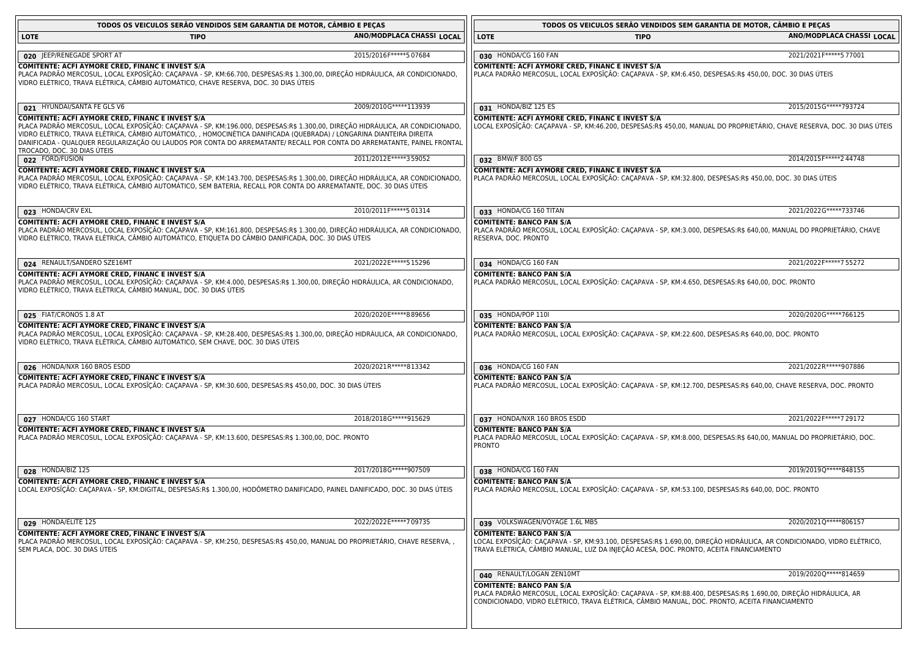**TODOS OS VEICULOS SERÃO VENDIDOS SEM GARANTIA DE MOTOR, CÂMBIO E PEÇAS**

| LOTE | TIPO | ANO/MOD | PLACA | CHASSI | LOCAL |
|---|---|---|---|---|---|

**020** JEEP/RENEGADE SPORT AT — 2015/2016 F*****5 07684

**COMITENTE: ACFI AYMORE CRED, FINANC E INVEST S/A**
PLACA PADRÃO MERCOSUL, LOCAL EXPOSIÇÃO: CAÇAPAVA - SP, KM:66.700, DESPESAS:R$ 1.300,00, DIREÇÃO HIDRÁULICA, AR CONDICIONADO, VIDRO ELÉTRICO, TRAVA ELÉTRICA, CÂMBIO AUTOMÁTICO, CHAVE RESERVA, DOC. 30 DIAS ÚTEIS

**021** HYUNDAI/SANTA FE GLS V6 — 2009/2010 G*****113939

**COMITENTE: ACFI AYMORE CRED, FINANC E INVEST S/A**
PLACA PADRÃO MERCOSUL, LOCAL EXPOSIÇÃO: CAÇAPAVA - SP, KM:196.000, DESPESAS:R$ 1.300,00, DIREÇÃO HIDRÁULICA, AR CONDICIONADO, VIDRO ELÉTRICO, TRAVA ELÉTRICA, CÂMBIO AUTOMÁTICO, , HOMOCINÉTICA DANIFICADA (QUEBRADA) / LONGARINA DIANTEIRA DIREITA DANIFICADA - QUALQUER REGULARIZAÇÃO OU LAUDOS POR CONTA DO ARREMATANTE/ RECALL POR CONTA DO ARREMATANTE, PAINEL FRONTAL TROCADO, DOC. 30 DIAS ÚTEIS

**022** FORD/FUSION — 2011/2012 E*****3 59052

**COMITENTE: ACFI AYMORE CRED, FINANC E INVEST S/A**
PLACA PADRÃO MERCOSUL, LOCAL EXPOSIÇÃO: CAÇAPAVA - SP, KM:143.700, DESPESAS:R$ 1.300,00, DIREÇÃO HIDRÁULICA, AR CONDICIONADO, VIDRO ELÉTRICO, TRAVA ELÉTRICA, CÂMBIO AUTOMÁTICO, SEM BATERIA, RECALL POR CONTA DO ARREMATANTE, DOC. 30 DIAS ÚTEIS

**023** HONDA/CRV EXL — 2010/2011 F*****5 01314

**COMITENTE: ACFI AYMORE CRED, FINANC E INVEST S/A**
PLACA PADRÃO MERCOSUL, LOCAL EXPOSIÇÃO: CAÇAPAVA - SP, KM:161.800, DESPESAS:R$ 1.300,00, DIREÇÃO HIDRÁULICA, AR CONDICIONADO, VIDRO ELÉTRICO, TRAVA ELÉTRICA, CÂMBIO AUTOMÁTICO, ETIQUETA DO CÂMBIO DANIFICADA, DOC. 30 DIAS ÚTEIS

**024** RENAULT/SANDERO SZE16MT — 2021/2022 E*****5 15296

**COMITENTE: ACFI AYMORE CRED, FINANC E INVEST S/A**
PLACA PADRÃO MERCOSUL, LOCAL EXPOSIÇÃO: CAÇAPAVA - SP, KM:4.000, DESPESAS:R$ 1.300,00, DIREÇÃO HIDRÁULICA, AR CONDICIONADO, VIDRO ELÉTRICO, TRAVA ELÉTRICA, CÂMBIO MANUAL, DOC. 30 DIAS ÚTEIS

**025** FIAT/CRONOS 1.8 AT — 2020/2020 E*****8 89656

**COMITENTE: ACFI AYMORE CRED, FINANC E INVEST S/A**
PLACA PADRÃO MERCOSUL, LOCAL EXPOSIÇÃO: CAÇAPAVA - SP, KM:28.400, DESPESAS:R$ 1.300,00, DIREÇÃO HIDRÁULICA, AR CONDICIONADO, VIDRO ELÉTRICO, TRAVA ELÉTRICA, CÂMBIO AUTOMÁTICO, SEM CHAVE, DOC. 30 DIAS ÚTEIS

**026** HONDA/NXR 160 BROS ESDD — 2020/2021 R*****813342

**COMITENTE: ACFI AYMORE CRED, FINANC E INVEST S/A**
PLACA PADRÃO MERCOSUL, LOCAL EXPOSIÇÃO: CAÇAPAVA - SP, KM:30.600, DESPESAS:R$ 450,00, DOC. 30 DIAS ÚTEIS

**027** HONDA/CG 160 START — 2018/2018 G*****915629

**COMITENTE: ACFI AYMORE CRED, FINANC E INVEST S/A**
PLACA PADRÃO MERCOSUL, LOCAL EXPOSIÇÃO: CAÇAPAVA - SP, KM:13.600, DESPESAS:R$ 1.300,00, DOC. PRONTO

**028** HONDA/BIZ 125 — 2017/2018 G*****907509

**COMITENTE: ACFI AYMORE CRED, FINANC E INVEST S/A**
LOCAL EXPOSIÇÃO: CAÇAPAVA - SP, KM:DIGITAL, DESPESAS:R$ 1.300,00, HODÔMETRO DANIFICADO, PAINEL DANIFICADO, DOC. 30 DIAS ÚTEIS

**029** HONDA/ELITE 125 — 2022/2022 E*****7 09735

**COMITENTE: ACFI AYMORE CRED, FINANC E INVEST S/A**
PLACA PADRÃO MERCOSUL, LOCAL EXPOSIÇÃO: CAÇAPAVA - SP, KM:250, DESPESAS:R$ 450,00, MANUAL DO PROPRIETÁRIO, CHAVE RESERVA, , SEM PLACA, DOC. 30 DIAS ÚTEIS

**030** HONDA/CG 160 FAN — 2021/2021 F*****5 77001

**COMITENTE: ACFI AYMORE CRED, FINANC E INVEST S/A**
PLACA PADRÃO MERCOSUL, LOCAL EXPOSIÇÃO: CAÇAPAVA - SP, KM:6.450, DESPESAS:R$ 450,00, DOC. 30 DIAS ÚTEIS

**031** HONDA/BIZ 125 ES — 2015/2015 G*****793724

**COMITENTE: ACFI AYMORE CRED, FINANC E INVEST S/A**
LOCAL EXPOSIÇÃO: CAÇAPAVA - SP, KM:46.200, DESPESAS:R$ 450,00, MANUAL DO PROPRIETÁRIO, CHAVE RESERVA, DOC. 30 DIAS ÚTEIS

**032** BMW/F 800 GS — 2014/2015 F*****2 44748

**COMITENTE: ACFI AYMORE CRED, FINANC E INVEST S/A**
PLACA PADRÃO MERCOSUL, LOCAL EXPOSIÇÃO: CAÇAPAVA - SP, KM:32.800, DESPESAS:R$ 450,00, DOC. 30 DIAS ÚTEIS

**033** HONDA/CG 160 TITAN — 2021/2022 G*****733746

**COMITENTE: BANCO PAN S/A**
PLACA PADRÃO MERCOSUL, LOCAL EXPOSIÇÃO: CAÇAPAVA - SP, KM:3.000, DESPESAS:R$ 640,00, MANUAL DO PROPRIETÁRIO, CHAVE RESERVA, DOC. PRONTO

**034** HONDA/CG 160 FAN — 2021/2022 F*****7 55272

**COMITENTE: BANCO PAN S/A**
PLACA PADRÃO MERCOSUL, LOCAL EXPOSIÇÃO: CAÇAPAVA - SP, KM:4.650, DESPESAS:R$ 640,00, DOC. PRONTO

**035** HONDA/POP 110I — 2020/2020 G*****766125

**COMITENTE: BANCO PAN S/A**
PLACA PADRÃO MERCOSUL, LOCAL EXPOSIÇÃO: CAÇAPAVA - SP, KM:22.600, DESPESAS:R$ 640,00, DOC. PRONTO

**036** HONDA/CG 160 FAN — 2021/2022 R*****907886

**COMITENTE: BANCO PAN S/A**
PLACA PADRÃO MERCOSUL, LOCAL EXPOSIÇÃO: CAÇAPAVA - SP, KM:12.700, DESPESAS:R$ 640,00, CHAVE RESERVA, DOC. PRONTO

**037** HONDA/NXR 160 BROS ESDD — 2021/2022 F*****7 29172

**COMITENTE: BANCO PAN S/A**
PLACA PADRÃO MERCOSUL, LOCAL EXPOSIÇÃO: CAÇAPAVA - SP, KM:8.000, DESPESAS:R$ 640,00, MANUAL DO PROPRIETÁRIO, DOC. PRONTO

**038** HONDA/CG 160 FAN — 2019/2019 Q*****848155

**COMITENTE: BANCO PAN S/A**
PLACA PADRÃO MERCOSUL, LOCAL EXPOSIÇÃO: CAÇAPAVA - SP, KM:53.100, DESPESAS:R$ 640,00, DOC. PRONTO

**039** VOLKSWAGEN/VOYAGE 1.6L MB5 — 2020/2021 Q*****806157

**COMITENTE: BANCO PAN S/A**
LOCAL EXPOSIÇÃO: CAÇAPAVA - SP, KM:93.100, DESPESAS:R$ 1.690,00, DIREÇÃO HIDRÁULICA, AR CONDICIONADO, VIDRO ELÉTRICO, TRAVA ELÉTRICA, CÂMBIO MANUAL, LUZ DA INJEÇÃO ACESA, DOC. PRONTO, ACEITA FINANCIAMENTO

**040** RENAULT/LOGAN ZEN10MT — 2019/2020 Q*****814659

**COMITENTE: BANCO PAN S/A**
PLACA PADRÃO MERCOSUL, LOCAL EXPOSIÇÃO: CAÇAPAVA - SP, KM:88.400, DESPESAS:R$ 1.690,00, DIREÇÃO HIDRÁULICA, AR CONDICIONADO, VIDRO ELÉTRICO, TRAVA ELÉTRICA, CÂMBIO MANUAL, DOC. PRONTO, ACEITA FINANCIAMENTO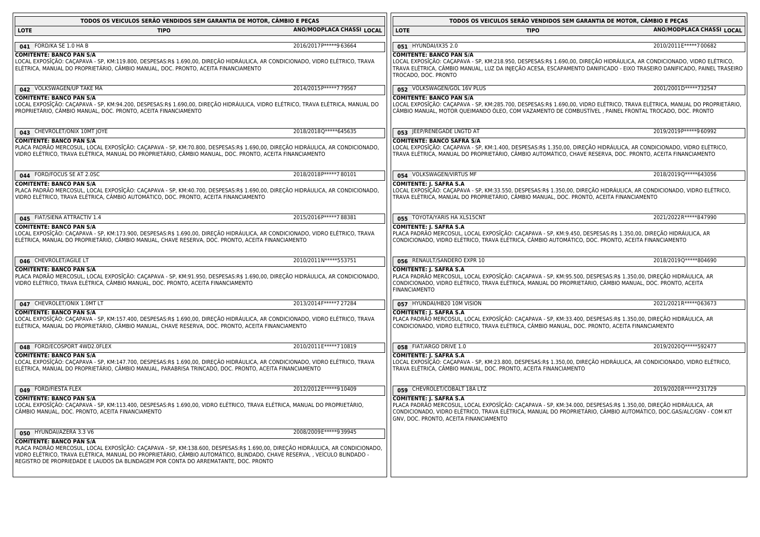**TODOS OS VEICULOS SERÃO VENDIDOS SEM GARANTIA DE MOTOR, CÂMBIO E PEÇAS**

| LOTE | TIPO | ANO/MODPLACA CHASSI | LOCAL |
|---|---|---|---|

**041** FORD/KA SE 1.0 HA B — 2016/2017P*****9 63664

**COMITENTE: BANCO PAN S/A**
LOCAL EXPOSIÇÃO: CAÇAPAVA - SP, KM:119.800, DESPESAS:R$ 1.690,00, DIREÇÃO HIDRÁULICA, AR CONDICIONADO, VIDRO ELÉTRICO, TRAVA ELÉTRICA, MANUAL DO PROPRIETÁRIO, CÂMBIO MANUAL, DOC. PRONTO, ACEITA FINANCIAMENTO

**042** VOLKSWAGEN/UP TAKE MA — 2014/2015P*****7 79567

**COMITENTE: BANCO PAN S/A**
LOCAL EXPOSIÇÃO: CAÇAPAVA - SP, KM:94.200, DESPESAS:R$ 1.690,00, DIREÇÃO HIDRÁULICA, VIDRO ELÉTRICO, TRAVA ELÉTRICA, MANUAL DO PROPRIETÁRIO, CÂMBIO MANUAL, DOC. PRONTO, ACEITA FINANCIAMENTO

**043** CHEVROLET/ONIX 10MT JOYE — 2018/2018Q*****645635

**COMITENTE: BANCO PAN S/A**
PLACA PADRÃO MERCOSUL, LOCAL EXPOSIÇÃO: CAÇAPAVA - SP, KM:70.800, DESPESAS:R$ 1.690,00, DIREÇÃO HIDRÁULICA, AR CONDICIONADO, VIDRO ELÉTRICO, TRAVA ELÉTRICA, MANUAL DO PROPRIETÁRIO, CÂMBIO MANUAL, DOC. PRONTO, ACEITA FINANCIAMENTO

**044** FORD/FOCUS SE AT 2.0SC — 2018/2018P*****7 80101

**COMITENTE: BANCO PAN S/A**
PLACA PADRÃO MERCOSUL, LOCAL EXPOSIÇÃO: CAÇAPAVA - SP, KM:40.700, DESPESAS:R$ 1.690,00, DIREÇÃO HIDRÁULICA, AR CONDICIONADO, VIDRO ELÉTRICO, TRAVA ELÉTRICA, CÂMBIO AUTOMÁTICO, DOC. PRONTO, ACEITA FINANCIAMENTO

**045** FIAT/SIENA ATTRACTIV 1.4 — 2015/2016P*****7 88381

**COMITENTE: BANCO PAN S/A**
LOCAL EXPOSIÇÃO: CAÇAPAVA - SP, KM:173.900, DESPESAS:R$ 1.690,00, DIREÇÃO HIDRÁULICA, AR CONDICIONADO, VIDRO ELÉTRICO, TRAVA ELÉTRICA, MANUAL DO PROPRIETÁRIO, CÂMBIO MANUAL, CHAVE RESERVA, DOC. PRONTO, ACEITA FINANCIAMENTO

**046** CHEVROLET/AGILE LT — 2010/2011N*****553751

**COMITENTE: BANCO PAN S/A**
PLACA PADRÃO MERCOSUL, LOCAL EXPOSIÇÃO: CAÇAPAVA - SP, KM:91.950, DESPESAS:R$ 1.690,00, DIREÇÃO HIDRÁULICA, AR CONDICIONADO, VIDRO ELÉTRICO, TRAVA ELÉTRICA, CÂMBIO MANUAL, DOC. PRONTO, ACEITA FINANCIAMENTO

**047** CHEVROLET/ONIX 1.0MT LT — 2013/2014F*****7 27284

**COMITENTE: BANCO PAN S/A**
LOCAL EXPOSIÇÃO: CAÇAPAVA - SP, KM:157.400, DESPESAS:R$ 1.690,00, DIREÇÃO HIDRÁULICA, AR CONDICIONADO, VIDRO ELÉTRICO, TRAVA ELÉTRICA, MANUAL DO PROPRIETÁRIO, CÂMBIO MANUAL, CHAVE RESERVA, DOC. PRONTO, ACEITA FINANCIAMENTO

**048** FORD/ECOSPORT 4WD2.0FLEX — 2010/2011E*****7 10819

**COMITENTE: BANCO PAN S/A**
LOCAL EXPOSIÇÃO: CAÇAPAVA - SP, KM:147.700, DESPESAS:R$ 1.690,00, DIREÇÃO HIDRÁULICA, AR CONDICIONADO, VIDRO ELÉTRICO, TRAVA ELÉTRICA, MANUAL DO PROPRIETÁRIO, CÂMBIO MANUAL, PARABRISA TRINCADO, DOC. PRONTO, ACEITA FINANCIAMENTO

**049** FORD/FIESTA FLEX — 2012/2012E*****9 10409

**COMITENTE: BANCO PAN S/A**
LOCAL EXPOSIÇÃO: CAÇAPAVA - SP, KM:113.400, DESPESAS:R$ 1.690,00, VIDRO ELÉTRICO, TRAVA ELÉTRICA, MANUAL DO PROPRIETÁRIO, CÂMBIO MANUAL, DOC. PRONTO, ACEITA FINANCIAMENTO

**050** HYUNDAI/AZERA 3.3 V6 — 2008/2009E*****9 39945

**COMITENTE: BANCO PAN S/A**
PLACA PADRÃO MERCOSUL, LOCAL EXPOSIÇÃO: CAÇAPAVA - SP, KM:138.600, DESPESAS:R$ 1.690,00, DIREÇÃO HIDRÁULICA, AR CONDICIONADO, VIDRO ELÉTRICO, TRAVA ELÉTRICA, MANUAL DO PROPRIETÁRIO, CÂMBIO AUTOMÁTICO, BLINDADO, CHAVE RESERVA, , VEÍCULO BLINDADO - REGISTRO DE PROPRIEDADE E LAUDOS DA BLINDAGEM POR CONTA DO ARREMATANTE, DOC. PRONTO

**051** HYUNDAI/IX35 2.0 — 2010/2011E*****7 00682

**COMITENTE: BANCO PAN S/A**
LOCAL EXPOSIÇÃO: CAÇAPAVA - SP, KM:218.950, DESPESAS:R$ 1.690,00, DIREÇÃO HIDRÁULICA, AR CONDICIONADO, VIDRO ELÉTRICO, TRAVA ELÉTRICA, CÂMBIO MANUAL, LUZ DA INJEÇÃO ACESA, ESCAPAMENTO DANIFICADO - EIXO TRASEIRO DANIFICADO, PAINEL TRASEIRO TROCADO, DOC. PRONTO

**052** VOLKSWAGEN/GOL 16V PLUS — 2001/2001D*****732547

**COMITENTE: BANCO PAN S/A**
LOCAL EXPOSIÇÃO: CAÇAPAVA - SP, KM:285.700, DESPESAS:R$ 1.690,00, VIDRO ELÉTRICO, TRAVA ELÉTRICA, MANUAL DO PROPRIETÁRIO, CÂMBIO MANUAL, MOTOR QUEIMANDO ÓLEO, COM VAZAMENTO DE COMBUSTÍVEL , PAINEL FRONTAL TROCADO, DOC. PRONTO

**053** JEEP/RENEGADE LNGTD AT — 2019/2019P*****9 60992

**COMITENTE: BANCO SAFRA S/A**
LOCAL EXPOSIÇÃO: CAÇAPAVA - SP, KM:1.400, DESPESAS:R$ 1.350,00, DIREÇÃO HIDRÁULICA, AR CONDICIONADO, VIDRO ELÉTRICO, TRAVA ELÉTRICA, MANUAL DO PROPRIETÁRIO, CÂMBIO AUTOMÁTICO, CHAVE RESERVA, DOC. PRONTO, ACEITA FINANCIAMENTO

**054** VOLKSWAGEN/VIRTUS MF — 2018/2019Q*****643056

**COMITENTE: J. SAFRA S.A**
LOCAL EXPOSIÇÃO: CAÇAPAVA - SP, KM:33.550, DESPESAS:R$ 1.350,00, DIREÇÃO HIDRÁULICA, AR CONDICIONADO, VIDRO ELÉTRICO, TRAVA ELÉTRICA, MANUAL DO PROPRIETÁRIO, CÂMBIO MANUAL, DOC. PRONTO, ACEITA FINANCIAMENTO

**055** TOYOTA/YARIS HA XLS15CNT — 2021/2022R*****847990

**COMITENTE: J. SAFRA S.A**
PLACA PADRÃO MERCOSUL, LOCAL EXPOSIÇÃO: CAÇAPAVA - SP, KM:9.450, DESPESAS:R$ 1.350,00, DIREÇÃO HIDRÁULICA, AR CONDICIONADO, VIDRO ELÉTRICO, TRAVA ELÉTRICA, CÂMBIO AUTOMÁTICO, DOC. PRONTO, ACEITA FINANCIAMENTO

**056** RENAULT/SANDERO EXPR 10 — 2018/2019Q*****804690

**COMITENTE: J. SAFRA S.A**
PLACA PADRÃO MERCOSUL, LOCAL EXPOSIÇÃO: CAÇAPAVA - SP, KM:95.500, DESPESAS:R$ 1.350,00, DIREÇÃO HIDRÁULICA, AR CONDICIONADO, VIDRO ELÉTRICO, TRAVA ELÉTRICA, MANUAL DO PROPRIETÁRIO, CÂMBIO MANUAL, DOC. PRONTO, ACEITA FINANCIAMENTO

**057** HYUNDAI/HB20 10M VISION — 2021/2021R*****063673

**COMITENTE: J. SAFRA S.A**
PLACA PADRÃO MERCOSUL, LOCAL EXPOSIÇÃO: CAÇAPAVA - SP, KM:33.400, DESPESAS:R$ 1.350,00, DIREÇÃO HIDRÁULICA, AR CONDICIONADO, VIDRO ELÉTRICO, TRAVA ELÉTRICA, CÂMBIO MANUAL, DOC. PRONTO, ACEITA FINANCIAMENTO

**058** FIAT/ARGO DRIVE 1.0 — 2019/2020Q*****592477

**COMITENTE: J. SAFRA S.A**
LOCAL EXPOSIÇÃO: CAÇAPAVA - SP, KM:23.800, DESPESAS:R$ 1.350,00, DIREÇÃO HIDRÁULICA, AR CONDICIONADO, VIDRO ELÉTRICO, TRAVA ELÉTRICA, CÂMBIO MANUAL, DOC. PRONTO, ACEITA FINANCIAMENTO

**059** CHEVROLET/COBALT 18A LTZ — 2019/2020R*****231729

**COMITENTE: J. SAFRA S.A**
PLACA PADRÃO MERCOSUL, LOCAL EXPOSIÇÃO: CAÇAPAVA - SP, KM:34.000, DESPESAS:R$ 1.350,00, DIREÇÃO HIDRÁULICA, AR CONDICIONADO, VIDRO ELÉTRICO, TRAVA ELÉTRICA, MANUAL DO PROPRIETÁRIO, CÂMBIO AUTOMÁTICO, DOC.GAS/ALC/GNV - COM KIT GNV, DOC. PRONTO, ACEITA FINANCIAMENTO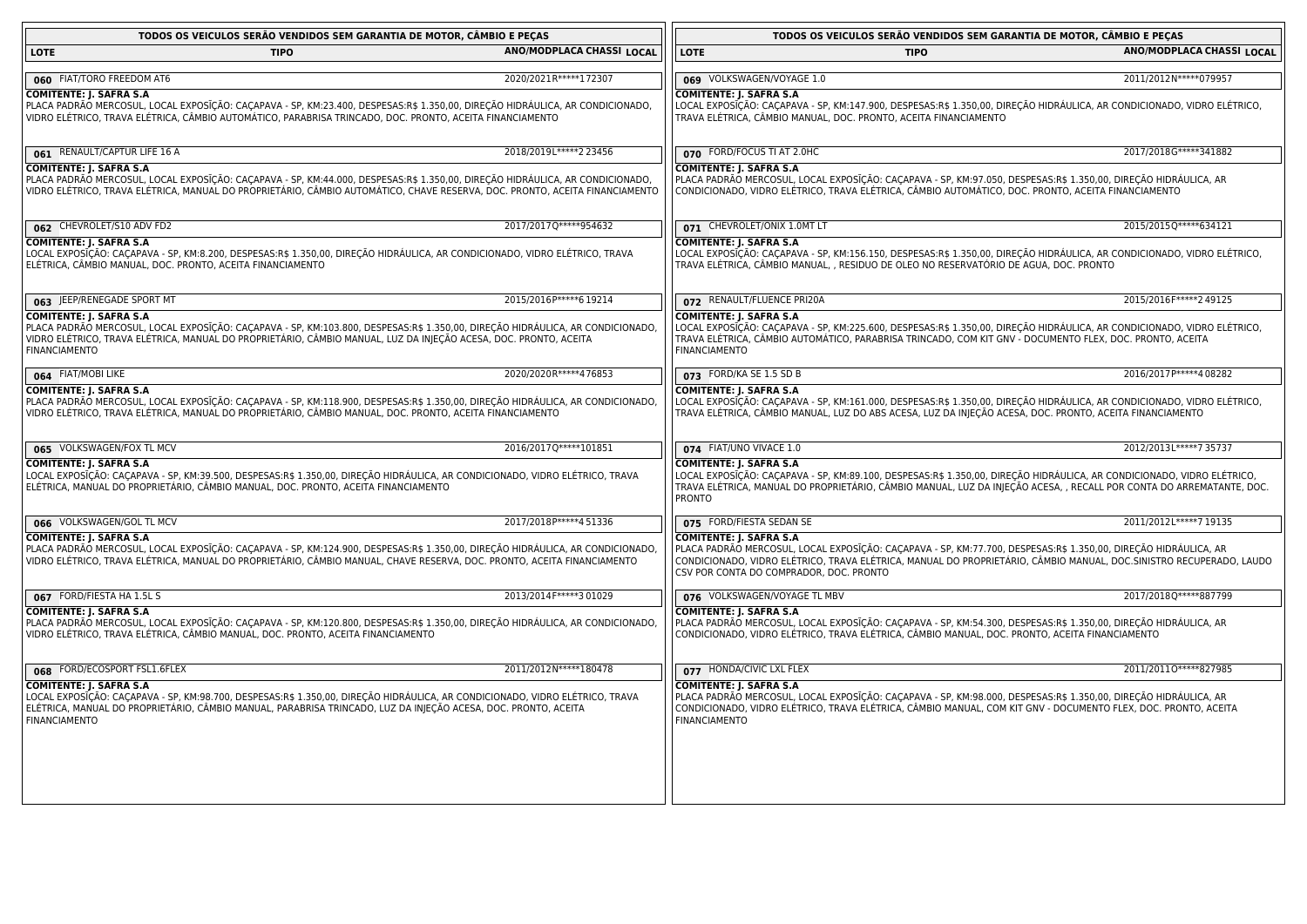## TODOS OS VEICULOS SERÃO VENDIDOS SEM GARANTIA DE MOTOR, CÂMBIO E PEÇAS

| LOTE | TIPO | ANO/MOD | PLACA | CHASSI | LOCAL |
|---|---|---|---|---|---|
| 060 | FIAT/TORO FREEDOM AT6 | 2020/2021 | R***** | 172307 | |

**COMITENTE: J. SAFRA S.A**
PLACA PADRÃO MERCOSUL, LOCAL EXPOSIÇÃO: CAÇAPAVA - SP, KM:23.400, DESPESAS:R$ 1.350,00, DIREÇÃO HIDRÁULICA, AR CONDICIONADO, VIDRO ELÉTRICO, TRAVA ELÉTRICA, CÂMBIO AUTOMÁTICO, PARABRISA TRINCADO, DOC. PRONTO, ACEITA FINANCIAMENTO

| LOTE | TIPO | ANO/MOD | PLACA | CHASSI | LOCAL |
|---|---|---|---|---|---|
| 061 | RENAULT/CAPTUR LIFE 16 A | 2018/2019 | L***** | 223456 | |

**COMITENTE: J. SAFRA S.A**
PLACA PADRÃO MERCOSUL, LOCAL EXPOSIÇÃO: CAÇAPAVA - SP, KM:44.000, DESPESAS:R$ 1.350,00, DIREÇÃO HIDRÁULICA, AR CONDICIONADO, VIDRO ELÉTRICO, TRAVA ELÉTRICA, MANUAL DO PROPRIETÁRIO, CÂMBIO AUTOMÁTICO, CHAVE RESERVA, DOC. PRONTO, ACEITA FINANCIAMENTO

| LOTE | TIPO | ANO/MOD | PLACA | CHASSI | LOCAL |
|---|---|---|---|---|---|
| 062 | CHEVROLET/S10 ADV FD2 | 2017/2017 | Q***** | 954632 | |

**COMITENTE: J. SAFRA S.A**
LOCAL EXPOSIÇÃO: CAÇAPAVA - SP, KM:8.200, DESPESAS:R$ 1.350,00, DIREÇÃO HIDRÁULICA, AR CONDICIONADO, VIDRO ELÉTRICO, TRAVA ELÉTRICA, CÂMBIO MANUAL, DOC. PRONTO, ACEITA FINANCIAMENTO

| LOTE | TIPO | ANO/MOD | PLACA | CHASSI | LOCAL |
|---|---|---|---|---|---|
| 063 | JEEP/RENEGADE SPORT MT | 2015/2016 | P***** | 619214 | |

**COMITENTE: J. SAFRA S.A**
PLACA PADRÃO MERCOSUL, LOCAL EXPOSIÇÃO: CAÇAPAVA - SP, KM:103.800, DESPESAS:R$ 1.350,00, DIREÇÃO HIDRÁULICA, AR CONDICIONADO, VIDRO ELÉTRICO, TRAVA ELÉTRICA, MANUAL DO PROPRIETÁRIO, CÂMBIO MANUAL, LUZ DA INJEÇÃO ACESA, DOC. PRONTO, ACEITA FINANCIAMENTO

| LOTE | TIPO | ANO/MOD | PLACA | CHASSI | LOCAL |
|---|---|---|---|---|---|
| 064 | FIAT/MOBI LIKE | 2020/2020 | R***** | 476853 | |

**COMITENTE: J. SAFRA S.A**
PLACA PADRÃO MERCOSUL, LOCAL EXPOSIÇÃO: CAÇAPAVA - SP, KM:118.900, DESPESAS:R$ 1.350,00, DIREÇÃO HIDRÁULICA, AR CONDICIONADO, VIDRO ELÉTRICO, TRAVA ELÉTRICA, MANUAL DO PROPRIETÁRIO, CÂMBIO MANUAL, DOC. PRONTO, ACEITA FINANCIAMENTO

| LOTE | TIPO | ANO/MOD | PLACA | CHASSI | LOCAL |
|---|---|---|---|---|---|
| 065 | VOLKSWAGEN/FOX TL MCV | 2016/2017 | Q***** | 101851 | |

**COMITENTE: J. SAFRA S.A**
LOCAL EXPOSIÇÃO: CAÇAPAVA - SP, KM:39.500, DESPESAS:R$ 1.350,00, DIREÇÃO HIDRÁULICA, AR CONDICIONADO, VIDRO ELÉTRICO, TRAVA ELÉTRICA, MANUAL DO PROPRIETÁRIO, CÂMBIO MANUAL, DOC. PRONTO, ACEITA FINANCIAMENTO

| LOTE | TIPO | ANO/MOD | PLACA | CHASSI | LOCAL |
|---|---|---|---|---|---|
| 066 | VOLKSWAGEN/GOL TL MCV | 2017/2018 | P***** | 451336 | |

**COMITENTE: J. SAFRA S.A**
PLACA PADRÃO MERCOSUL, LOCAL EXPOSIÇÃO: CAÇAPAVA - SP, KM:124.900, DESPESAS:R$ 1.350,00, DIREÇÃO HIDRÁULICA, AR CONDICIONADO, VIDRO ELÉTRICO, TRAVA ELÉTRICA, MANUAL DO PROPRIETÁRIO, CÂMBIO MANUAL, CHAVE RESERVA, DOC. PRONTO, ACEITA FINANCIAMENTO

| LOTE | TIPO | ANO/MOD | PLACA | CHASSI | LOCAL |
|---|---|---|---|---|---|
| 067 | FORD/FIESTA HA 1.5L S | 2013/2014 | F***** | 301029 | |

**COMITENTE: J. SAFRA S.A**
PLACA PADRÃO MERCOSUL, LOCAL EXPOSIÇÃO: CAÇAPAVA - SP, KM:120.800, DESPESAS:R$ 1.350,00, DIREÇÃO HIDRÁULICA, AR CONDICIONADO, VIDRO ELÉTRICO, TRAVA ELÉTRICA, CÂMBIO MANUAL, DOC. PRONTO, ACEITA FINANCIAMENTO

| LOTE | TIPO | ANO/MOD | PLACA | CHASSI | LOCAL |
|---|---|---|---|---|---|
| 068 | FORD/ECOSPORT FSL1.6FLEX | 2011/2012 | N***** | 180478 | |

**COMITENTE: J. SAFRA S.A**
LOCAL EXPOSIÇÃO: CAÇAPAVA - SP, KM:98.700, DESPESAS:R$ 1.350,00, DIREÇÃO HIDRÁULICA, AR CONDICIONADO, VIDRO ELÉTRICO, TRAVA ELÉTRICA, MANUAL DO PROPRIETÁRIO, CÂMBIO MANUAL, PARABRISA TRINCADO, LUZ DA INJEÇÃO ACESA, DOC. PRONTO, ACEITA FINANCIAMENTO

| LOTE | TIPO | ANO/MOD | PLACA | CHASSI | LOCAL |
|---|---|---|---|---|---|
| 069 | VOLKSWAGEN/VOYAGE 1.0 | 2011/2012 | N***** | 079957 | |

**COMITENTE: J. SAFRA S.A**
LOCAL EXPOSIÇÃO: CAÇAPAVA - SP, KM:147.900, DESPESAS:R$ 1.350,00, DIREÇÃO HIDRÁULICA, AR CONDICIONADO, VIDRO ELÉTRICO, TRAVA ELÉTRICA, CÂMBIO MANUAL, DOC. PRONTO, ACEITA FINANCIAMENTO

| LOTE | TIPO | ANO/MOD | PLACA | CHASSI | LOCAL |
|---|---|---|---|---|---|
| 070 | FORD/FOCUS TI AT 2.0HC | 2017/2018 | G***** | 341882 | |

**COMITENTE: J. SAFRA S.A**
PLACA PADRÃO MERCOSUL, LOCAL EXPOSIÇÃO: CAÇAPAVA - SP, KM:97.050, DESPESAS:R$ 1.350,00, DIREÇÃO HIDRÁULICA, AR CONDICIONADO, VIDRO ELÉTRICO, TRAVA ELÉTRICA, CÂMBIO AUTOMÁTICO, DOC. PRONTO, ACEITA FINANCIAMENTO

| LOTE | TIPO | ANO/MOD | PLACA | CHASSI | LOCAL |
|---|---|---|---|---|---|
| 071 | CHEVROLET/ONIX 1.0MT LT | 2015/2015 | Q***** | 634121 | |

**COMITENTE: J. SAFRA S.A**
LOCAL EXPOSIÇÃO: CAÇAPAVA - SP, KM:156.150, DESPESAS:R$ 1.350,00, DIREÇÃO HIDRÁULICA, AR CONDICIONADO, VIDRO ELÉTRICO, TRAVA ELÉTRICA, CÂMBIO MANUAL, , RESIDUO DE OLEO NO RESERVATÓRIO DE AGUA, DOC. PRONTO

| LOTE | TIPO | ANO/MOD | PLACA | CHASSI | LOCAL |
|---|---|---|---|---|---|
| 072 | RENAULT/FLUENCE PRI20A | 2015/2016 | F***** | 249125 | |

**COMITENTE: J. SAFRA S.A**
LOCAL EXPOSIÇÃO: CAÇAPAVA - SP, KM:225.600, DESPESAS:R$ 1.350,00, DIREÇÃO HIDRÁULICA, AR CONDICIONADO, VIDRO ELÉTRICO, TRAVA ELÉTRICA, CÂMBIO AUTOMÁTICO, PARABRISA TRINCADO, COM KIT GNV - DOCUMENTO FLEX, DOC. PRONTO, ACEITA FINANCIAMENTO

| LOTE | TIPO | ANO/MOD | PLACA | CHASSI | LOCAL |
|---|---|---|---|---|---|
| 073 | FORD/KA SE 1.5 SD B | 2016/2017 | P***** | 408282 | |

**COMITENTE: J. SAFRA S.A**
LOCAL EXPOSIÇÃO: CAÇAPAVA - SP, KM:161.000, DESPESAS:R$ 1.350,00, DIREÇÃO HIDRÁULICA, AR CONDICIONADO, VIDRO ELÉTRICO, TRAVA ELÉTRICA, CÂMBIO MANUAL, LUZ DO ABS ACESA, LUZ DA INJEÇÃO ACESA, DOC. PRONTO, ACEITA FINANCIAMENTO

| LOTE | TIPO | ANO/MOD | PLACA | CHASSI | LOCAL |
|---|---|---|---|---|---|
| 074 | FIAT/UNO VIVACE 1.0 | 2012/2013 | L***** | 735737 | |

**COMITENTE: J. SAFRA S.A**
LOCAL EXPOSIÇÃO: CAÇAPAVA - SP, KM:89.100, DESPESAS:R$ 1.350,00, DIREÇÃO HIDRÁULICA, AR CONDICIONADO, VIDRO ELÉTRICO, TRAVA ELÉTRICA, MANUAL DO PROPRIETÁRIO, CÂMBIO MANUAL, LUZ DA INJEÇÃO ACESA, , RECALL POR CONTA DO ARREMATANTE, DOC. PRONTO

| LOTE | TIPO | ANO/MOD | PLACA | CHASSI | LOCAL |
|---|---|---|---|---|---|
| 075 | FORD/FIESTA SEDAN SE | 2011/2012 | L***** | 719135 | |

**COMITENTE: J. SAFRA S.A**
PLACA PADRÃO MERCOSUL, LOCAL EXPOSIÇÃO: CAÇAPAVA - SP, KM:77.700, DESPESAS:R$ 1.350,00, DIREÇÃO HIDRÁULICA, AR CONDICIONADO, VIDRO ELÉTRICO, TRAVA ELÉTRICA, MANUAL DO PROPRIETÁRIO, CÂMBIO MANUAL, DOC.SINISTRO RECUPERADO, LAUDO CSV POR CONTA DO COMPRADOR, DOC. PRONTO

| LOTE | TIPO | ANO/MOD | PLACA | CHASSI | LOCAL |
|---|---|---|---|---|---|
| 076 | VOLKSWAGEN/VOYAGE TL MBV | 2017/2018 | Q***** | 887799 | |

**COMITENTE: J. SAFRA S.A**
PLACA PADRÃO MERCOSUL, LOCAL EXPOSIÇÃO: CAÇAPAVA - SP, KM:54.300, DESPESAS:R$ 1.350,00, DIREÇÃO HIDRÁULICA, AR CONDICIONADO, VIDRO ELÉTRICO, TRAVA ELÉTRICA, CÂMBIO MANUAL, DOC. PRONTO, ACEITA FINANCIAMENTO

| LOTE | TIPO | ANO/MOD | PLACA | CHASSI | LOCAL |
|---|---|---|---|---|---|
| 077 | HONDA/CIVIC LXL FLEX | 2011/2011 | O***** | 827985 | |

**COMITENTE: J. SAFRA S.A**
PLACA PADRÃO MERCOSUL, LOCAL EXPOSIÇÃO: CAÇAPAVA - SP, KM:98.000, DESPESAS:R$ 1.350,00, DIREÇÃO HIDRÁULICA, AR CONDICIONADO, VIDRO ELÉTRICO, TRAVA ELÉTRICA, CÂMBIO MANUAL, COM KIT GNV - DOCUMENTO FLEX, DOC. PRONTO, ACEITA FINANCIAMENTO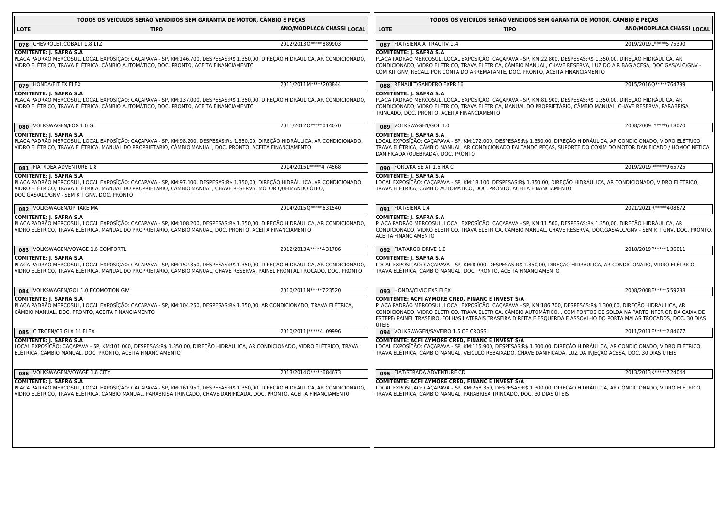## TODOS OS VEICULOS SERÃO VENDIDOS SEM GARANTIA DE MOTOR, CÂMBIO E PEÇAS

| LOTE | TIPO | ANO/MOD | PLACA | CHASSI | LOCAL |
|---|---|---|---|---|---|

**078** CHEVROLET/COBALT 1.8 LTZ — 2012/2013 O*****889903

**COMITENTE: J. SAFRA S.A**
PLACA PADRÃO MERCOSUL, LOCAL EXPOSIÇÃO: CAÇAPAVA - SP, KM:146.700, DESPESAS:R$ 1.350,00, DIREÇÃO HIDRÁULICA, AR CONDICIONADO, VIDRO ELÉTRICO, TRAVA ELÉTRICA, CÂMBIO AUTOMÁTICO, DOC. PRONTO, ACEITA FINANCIAMENTO

**079** HONDA/FIT EX FLEX — 2011/2011 M*****203844

**COMITENTE: J. SAFRA S.A**
PLACA PADRÃO MERCOSUL, LOCAL EXPOSIÇÃO: CAÇAPAVA - SP, KM:137.000, DESPESAS:R$ 1.350,00, DIREÇÃO HIDRÁULICA, AR CONDICIONADO, VIDRO ELÉTRICO, TRAVA ELÉTRICA, CÂMBIO AUTOMÁTICO, DOC. PRONTO, ACEITA FINANCIAMENTO

**080** VOLKSWAGEN/FOX 1.0 GII — 2011/2012 O*****014070

**COMITENTE: J. SAFRA S.A**
PLACA PADRÃO MERCOSUL, LOCAL EXPOSIÇÃO: CAÇAPAVA - SP, KM:98.200, DESPESAS:R$ 1.350,00, DIREÇÃO HIDRÁULICA, AR CONDICIONADO, VIDRO ELÉTRICO, TRAVA ELÉTRICA, MANUAL DO PROPRIETÁRIO, CÂMBIO MANUAL, DOC. PRONTO, ACEITA FINANCIAMENTO

**081** FIAT/IDEA ADVENTURE 1.8 — 2014/2015 L*****4 74568

**COMITENTE: J. SAFRA S.A**
PLACA PADRÃO MERCOSUL, LOCAL EXPOSIÇÃO: CAÇAPAVA - SP, KM:97.100, DESPESAS:R$ 1.350,00, DIREÇÃO HIDRÁULICA, AR CONDICIONADO, VIDRO ELÉTRICO, TRAVA ELÉTRICA, MANUAL DO PROPRIETÁRIO, CÂMBIO MANUAL, CHAVE RESERVA, MOTOR QUEIMANDO ÓLEO, DOC.GAS/ALC/GNV - SEM KIT GNV, DOC. PRONTO

**082** VOLKSWAGEN/UP TAKE MA — 2014/2015 Q*****631540

**COMITENTE: J. SAFRA S.A**
PLACA PADRÃO MERCOSUL, LOCAL EXPOSIÇÃO: CAÇAPAVA - SP, KM:108.200, DESPESAS:R$ 1.350,00, DIREÇÃO HIDRÁULICA, AR CONDICIONADO, VIDRO ELÉTRICO, TRAVA ELÉTRICA, MANUAL DO PROPRIETÁRIO, CÂMBIO MANUAL, DOC. PRONTO, ACEITA FINANCIAMENTO

**083** VOLKSWAGEN/VOYAGE 1.6 COMFORTL — 2012/2013 A*****4 31786

**COMITENTE: J. SAFRA S.A**
PLACA PADRÃO MERCOSUL, LOCAL EXPOSIÇÃO: CAÇAPAVA - SP, KM:152.350, DESPESAS:R$ 1.350,00, DIREÇÃO HIDRÁULICA, AR CONDICIONADO, VIDRO ELÉTRICO, TRAVA ELÉTRICA, MANUAL DO PROPRIETÁRIO, CÂMBIO MANUAL, CHAVE RESERVA, PAINEL FRONTAL TROCADO, DOC. PRONTO

**084** VOLKSWAGEN/GOL 1.0 ECOMOTION GIV — 2010/2011 N*****7 23520

**COMITENTE: J. SAFRA S.A**
PLACA PADRÃO MERCOSUL, LOCAL EXPOSIÇÃO: CAÇAPAVA - SP, KM:104.250, DESPESAS:R$ 1.350,00, AR CONDICIONADO, TRAVA ELÉTRICA, CÂMBIO MANUAL, DOC. PRONTO, ACEITA FINANCIAMENTO

**085** CITROEN/C3 GLX 14 FLEX — 2010/2011 J*****4 09996

**COMITENTE: J. SAFRA S.A**
LOCAL EXPOSIÇÃO: CAÇAPAVA - SP, KM:101.000, DESPESAS:R$ 1.350,00, DIREÇÃO HIDRÁULICA, AR CONDICIONADO, VIDRO ELÉTRICO, TRAVA ELÉTRICA, CÂMBIO MANUAL, DOC. PRONTO, ACEITA FINANCIAMENTO

**086** VOLKSWAGEN/VOYAGE 1.6 CITY — 2013/2014 O*****684673

**COMITENTE: J. SAFRA S.A**
PLACA PADRÃO MERCOSUL, LOCAL EXPOSIÇÃO: CAÇAPAVA - SP, KM:161.950, DESPESAS:R$ 1.350,00, DIREÇÃO HIDRÁULICA, AR CONDICIONADO, VIDRO ELÉTRICO, TRAVA ELÉTRICA, CÂMBIO MANUAL, PARABRISA TRINCADO, CHAVE DANIFICADA, DOC. PRONTO, ACEITA FINANCIAMENTO

**087** FIAT/SIENA ATTRACTIV 1.4 — 2019/2019 L*****5 75390

**COMITENTE: J. SAFRA S.A**
PLACA PADRÃO MERCOSUL, LOCAL EXPOSIÇÃO: CAÇAPAVA - SP, KM:22.800, DESPESAS:R$ 1.350,00, DIREÇÃO HIDRÁULICA, AR CONDICIONADO, VIDRO ELÉTRICO, TRAVA ELÉTRICA, CÂMBIO MANUAL, CHAVE RESERVA, LUZ DO AIR BAG ACESA, DOC.GAS/ALC/GNV - COM KIT GNV, RECALL POR CONTA DO ARREMATANTE, DOC. PRONTO, ACEITA FINANCIAMENTO

**088** RENAULT/SANDERO EXPR 16 — 2015/2016 Q*****764799

**COMITENTE: J. SAFRA S.A**
PLACA PADRÃO MERCOSUL, LOCAL EXPOSIÇÃO: CAÇAPAVA - SP, KM:81.900, DESPESAS:R$ 1.350,00, DIREÇÃO HIDRÁULICA, AR CONDICIONADO, VIDRO ELÉTRICO, TRAVA ELÉTRICA, MANUAL DO PROPRIETÁRIO, CÂMBIO MANUAL, CHAVE RESERVA, PARABRISA TRINCADO, DOC. PRONTO, ACEITA FINANCIAMENTO

**089** VOLKSWAGEN/GOL 1.0 — 2008/2009 L*****6 18070

**COMITENTE: J. SAFRA S.A**
LOCAL EXPOSIÇÃO: CAÇAPAVA - SP, KM:172.000, DESPESAS:R$ 1.350,00, DIREÇÃO HIDRÁULICA, AR CONDICIONADO, VIDRO ELÉTRICO, TRAVA ELÉTRICA, CÂMBIO MANUAL, AR CONDICIONADO FALTANDO PEÇAS, SUPORTE DO COXIM DO MOTOR DANIFICADO / HOMOCINETICA DANIFICADA (QUEBRADA), DOC. PRONTO

**090** FORD/KA SE AT 1.5 HA C — 2019/2019 P*****9 65725

**COMITENTE: J. SAFRA S.A**
LOCAL EXPOSIÇÃO: CAÇAPAVA - SP, KM:18.100, DESPESAS:R$ 1.350,00, DIREÇÃO HIDRÁULICA, AR CONDICIONADO, VIDRO ELÉTRICO, TRAVA ELÉTRICA, CÂMBIO AUTOMÁTICO, DOC. PRONTO, ACEITA FINANCIAMENTO

**091** FIAT/SIENA 1.4 — 2021/2021 R*****408672

**COMITENTE: J. SAFRA S.A**
PLACA PADRÃO MERCOSUL, LOCAL EXPOSIÇÃO: CAÇAPAVA - SP, KM:11.500, DESPESAS:R$ 1.350,00, DIREÇÃO HIDRÁULICA, AR CONDICIONADO, VIDRO ELÉTRICO, TRAVA ELÉTRICA, CÂMBIO MANUAL, CHAVE RESERVA, DOC.GAS/ALC/GNV - SEM KIT GNV, DOC. PRONTO, ACEITA FINANCIAMENTO

**092** FIAT/ARGO DRIVE 1.0 — 2018/2019 P*****1 36011

**COMITENTE: J. SAFRA S.A**
LOCAL EXPOSIÇÃO: CAÇAPAVA - SP, KM:8.000, DESPESAS:R$ 1.350,00, DIREÇÃO HIDRÁULICA, AR CONDICIONADO, VIDRO ELÉTRICO, TRAVA ELÉTRICA, CÂMBIO MANUAL, DOC. PRONTO, ACEITA FINANCIAMENTO

**093** HONDA/CIVIC EXS FLEX — 2008/2008 E*****5 59288

**COMITENTE: ACFI AYMORE CRED, FINANC E INVEST S/A**
PLACA PADRÃO MERCOSUL, LOCAL EXPOSIÇÃO: CAÇAPAVA - SP, KM:186.700, DESPESAS:R$ 1.300,00, DIREÇÃO HIDRÁULICA, AR CONDICIONADO, VIDRO ELÉTRICO, TRAVA ELÉTRICA, CÂMBIO AUTOMÁTICO, , COM PONTOS DE SOLDA NA PARTE INFERIOR DA CAIXA DE ESTEPE/ PAINEL TRASEIRO, FOLHAS LATERAIS TRASEIRA DIREITA E ESQUERDA E ASSOALHO DO PORTA MALAS TROCADOS, DOC. 30 DIAS ÚTEIS

**094** VOLKSWAGEN/SAVEIRO 1.6 CE CROSS — 2011/2011 E*****2 84677

**COMITENTE: ACFI AYMORE CRED, FINANC E INVEST S/A**
LOCAL EXPOSIÇÃO: CAÇAPAVA - SP, KM:115.900, DESPESAS:R$ 1.300,00, DIREÇÃO HIDRÁULICA, AR CONDICIONADO, VIDRO ELÉTRICO, TRAVA ELÉTRICA, CÂMBIO MANUAL, VEICULO REBAIXADO, CHAVE DANIFICADA, LUZ DA INJEÇÃO ACESA, DOC. 30 DIAS ÚTEIS

**095** FIAT/STRADA ADVENTURE CD — 2013/2013 K*****7 24044

**COMITENTE: ACFI AYMORE CRED, FINANC E INVEST S/A**
LOCAL EXPOSIÇÃO: CAÇAPAVA - SP, KM:258.350, DESPESAS:R$ 1.300,00, DIREÇÃO HIDRÁULICA, AR CONDICIONADO, VIDRO ELÉTRICO, TRAVA ELÉTRICA, CÂMBIO MANUAL, PARABRISA TRINCADO, DOC. 30 DIAS ÚTEIS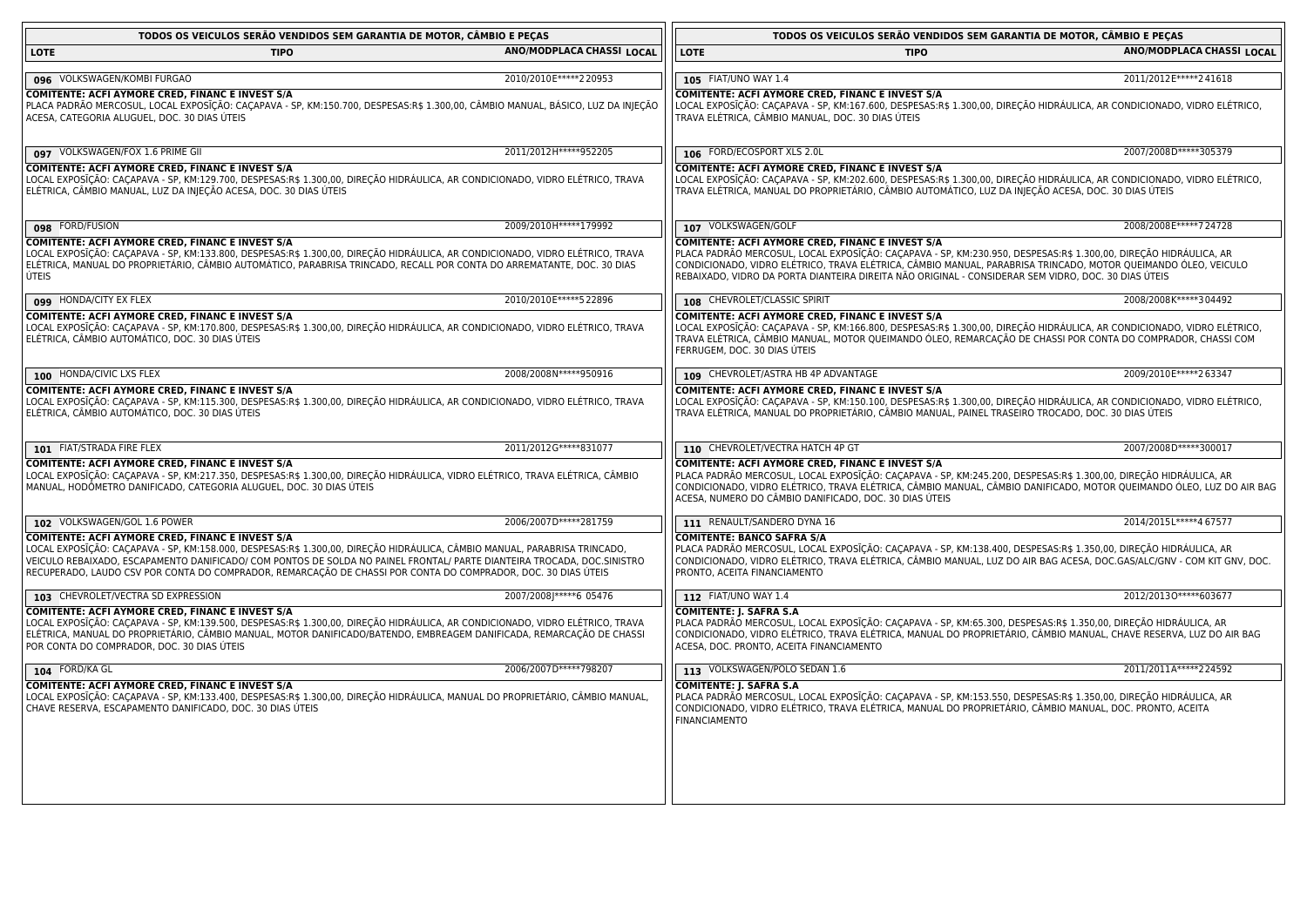**TODOS OS VEICULOS SERÃO VENDIDOS SEM GARANTIA DE MOTOR, CÂMBIO E PEÇAS**

| LOTE | TIPO | ANO/MOD | PLACA | CHASSI | LOCAL |
|---|---|---|---|---|---|

**096** VOLKSWAGEN/KOMBI FURGAO — 2010/2010 — E*****220953

**COMITENTE: ACFI AYMORE CRED, FINANC E INVEST S/A**
PLACA PADRÃO MERCOSUL, LOCAL EXPOSIÇÃO: CAÇAPAVA - SP, KM:150.700, DESPESAS:R$ 1.300,00, CÂMBIO MANUAL, BÁSICO, LUZ DA INJEÇÃO ACESA, CATEGORIA ALUGUEL, DOC. 30 DIAS ÚTEIS

**097** VOLKSWAGEN/FOX 1.6 PRIME GII — 2011/2012 — H*****952205

**COMITENTE: ACFI AYMORE CRED, FINANC E INVEST S/A**
LOCAL EXPOSIÇÃO: CAÇAPAVA - SP, KM:129.700, DESPESAS:R$ 1.300,00, DIREÇÃO HIDRÁULICA, AR CONDICIONADO, VIDRO ELÉTRICO, TRAVA ELÉTRICA, CÂMBIO MANUAL, LUZ DA INJEÇÃO ACESA, DOC. 30 DIAS ÚTEIS

**098** FORD/FUSION — 2009/2010 — H*****179992

**COMITENTE: ACFI AYMORE CRED, FINANC E INVEST S/A**
LOCAL EXPOSIÇÃO: CAÇAPAVA - SP, KM:133.800, DESPESAS:R$ 1.300,00, DIREÇÃO HIDRÁULICA, AR CONDICIONADO, VIDRO ELÉTRICO, TRAVA ELÉTRICA, MANUAL DO PROPRIETÁRIO, CÂMBIO AUTOMÁTICO, PARABRISA TRINCADO, RECALL POR CONTA DO ARREMATANTE, DOC. 30 DIAS ÚTEIS

**099** HONDA/CITY EX FLEX — 2010/2010 — E*****522896

**COMITENTE: ACFI AYMORE CRED, FINANC E INVEST S/A**
LOCAL EXPOSIÇÃO: CAÇAPAVA - SP, KM:170.800, DESPESAS:R$ 1.300,00, DIREÇÃO HIDRÁULICA, AR CONDICIONADO, VIDRO ELÉTRICO, TRAVA ELÉTRICA, CÂMBIO AUTOMÁTICO, DOC. 30 DIAS ÚTEIS

**100** HONDA/CIVIC LXS FLEX — 2008/2008 — N*****950916

**COMITENTE: ACFI AYMORE CRED, FINANC E INVEST S/A**
LOCAL EXPOSIÇÃO: CAÇAPAVA - SP, KM:115.300, DESPESAS:R$ 1.300,00, DIREÇÃO HIDRÁULICA, AR CONDICIONADO, VIDRO ELÉTRICO, TRAVA ELÉTRICA, CÂMBIO AUTOMÁTICO, DOC. 30 DIAS ÚTEIS

**101** FIAT/STRADA FIRE FLEX — 2011/2012 — G*****831077

**COMITENTE: ACFI AYMORE CRED, FINANC E INVEST S/A**
LOCAL EXPOSIÇÃO: CAÇAPAVA - SP, KM:217.350, DESPESAS:R$ 1.300,00, DIREÇÃO HIDRÁULICA, VIDRO ELÉTRICO, TRAVA ELÉTRICA, CÂMBIO MANUAL, CATEGORIA ALUGUEL, DOC. 30 DIAS ÚTEIS

**102** VOLKSWAGEN/GOL 1.6 POWER — 2006/2007 — D*****281759

**COMITENTE: ACFI AYMORE CRED, FINANC E INVEST S/A**
LOCAL EXPOSIÇÃO: CAÇAPAVA - SP, KM:158.000, DESPESAS:R$ 1.300,00, DIREÇÃO HIDRÁULICA, CÂMBIO MANUAL, PARABRISA TRINCADO, VEICULO REBAIXADO, ESCAPAMENTO DANIFICADO/ COM PONTOS DE SOLDA NO PAINEL FRONTAL/ PARTE DIANTEIRA TROCADA, DOC.SINISTRO RECUPERADO, LAUDO CSV POR CONTA DO COMPRADOR, REMARCAÇÃO DE CHASSI POR CONTA DO COMPRADOR, DOC. 30 DIAS ÚTEIS

**103** CHEVROLET/VECTRA SD EXPRESSION — 2007/2008 — J*****6 05476

**COMITENTE: ACFI AYMORE CRED, FINANC E INVEST S/A**
LOCAL EXPOSIÇÃO: CAÇAPAVA - SP, KM:139.500, DESPESAS:R$ 1.300,00, DIREÇÃO HIDRÁULICA, AR CONDICIONADO, VIDRO ELÉTRICO, TRAVA ELÉTRICA, MANUAL DO PROPRIETÁRIO, CÂMBIO MANUAL, MOTOR DANIFICADO/BATENDO, EMBREAGEM DANIFICADA, REMARCAÇÃO DE CHASSI POR CONTA DO COMPRADOR, DOC. 30 DIAS ÚTEIS

**104** FORD/KA GL — 2006/2007 — D*****798207

**COMITENTE: ACFI AYMORE CRED, FINANC E INVEST S/A**
LOCAL EXPOSIÇÃO: CAÇAPAVA - SP, KM:133.400, DESPESAS:R$ 1.300,00, DIREÇÃO HIDRÁULICA, MANUAL DO PROPRIETÁRIO, CÂMBIO MANUAL, CHAVE RESERVA, ESCAPAMENTO DANIFICADO, DOC. 30 DIAS ÚTEIS

**105** FIAT/UNO WAY 1.4 — 2011/2012 — E*****241618

**COMITENTE: ACFI AYMORE CRED, FINANC E INVEST S/A**
LOCAL EXPOSIÇÃO: CAÇAPAVA - SP, KM:167.600, DESPESAS:R$ 1.300,00, DIREÇÃO HIDRÁULICA, AR CONDICIONADO, VIDRO ELÉTRICO, TRAVA ELÉTRICA, CÂMBIO MANUAL, DOC. 30 DIAS ÚTEIS

**106** FORD/ECOSPORT XLS 2.0L — 2007/2008 — D*****305379

**COMITENTE: ACFI AYMORE CRED, FINANC E INVEST S/A**
LOCAL EXPOSIÇÃO: CAÇAPAVA - SP, KM:202.600, DESPESAS:R$ 1.300,00, DIREÇÃO HIDRÁULICA, AR CONDICIONADO, VIDRO ELÉTRICO, TRAVA ELÉTRICA, MANUAL DO PROPRIETÁRIO, CÂMBIO AUTOMÁTICO, LUZ DA INJEÇÃO ACESA, DOC. 30 DIAS ÚTEIS

**107** VOLKSWAGEN/GOLF — 2008/2008 — E*****724728

**COMITENTE: ACFI AYMORE CRED, FINANC E INVEST S/A**
PLACA PADRÃO MERCOSUL, LOCAL EXPOSIÇÃO: CAÇAPAVA - SP, KM:230.950, DESPESAS:R$ 1.300,00, DIREÇÃO HIDRÁULICA, AR CONDICIONADO, VIDRO ELÉTRICO, TRAVA ELÉTRICA, CÂMBIO MANUAL, PARABRISA TRINCADO, MOTOR QUEIMANDO ÓLEO, VEICULO REBAIXADO, VIDRO DA PORTA DIANTEIRA DIREITA NÃO ORIGINAL - CONSIDERAR SEM VIDRO, DOC. 30 DIAS ÚTEIS

**108** CHEVROLET/CLASSIC SPIRIT — 2008/2008 — K*****304492

**COMITENTE: ACFI AYMORE CRED, FINANC E INVEST S/A**
LOCAL EXPOSIÇÃO: CAÇAPAVA - SP, KM:166.800, DESPESAS:R$ 1.300,00, DIREÇÃO HIDRÁULICA, AR CONDICIONADO, VIDRO ELÉTRICO, TRAVA ELÉTRICA, CÂMBIO MANUAL, MOTOR QUEIMANDO ÓLEO, REMARCAÇÃO DE CHASSI POR CONTA DO COMPRADOR, CHASSI COM FERRUGEM, DOC. 30 DIAS ÚTEIS

**109** CHEVROLET/ASTRA HB 4P ADVANTAGE — 2009/2010 — E*****263347

**COMITENTE: ACFI AYMORE CRED, FINANC E INVEST S/A**
LOCAL EXPOSIÇÃO: CAÇAPAVA - SP, KM:150.100, DESPESAS:R$ 1.300,00, DIREÇÃO HIDRÁULICA, AR CONDICIONADO, VIDRO ELÉTRICO, TRAVA ELÉTRICA, MANUAL DO PROPRIETÁRIO, CÂMBIO MANUAL, PAINEL TRASEIRO TROCADO, DOC. 30 DIAS ÚTEIS

**110** CHEVROLET/VECTRA HATCH 4P GT — 2007/2008 — D*****300017

**COMITENTE: ACFI AYMORE CRED, FINANC E INVEST S/A**
PLACA PADRÃO MERCOSUL, LOCAL EXPOSIÇÃO: CAÇAPAVA - SP, KM:245.200, DESPESAS:R$ 1.300,00, DIREÇÃO HIDRÁULICA, AR CONDICIONADO, VIDRO ELÉTRICO, TRAVA ELÉTRICA, CÂMBIO MANUAL, CÂMBIO DANIFICADO, MOTOR QUEIMANDO ÓLEO, LUZ DO AIR BAG ACESA, NUMERO DO CÂMBIO DANIFICADO, DOC. 30 DIAS ÚTEIS

**111** RENAULT/SANDERO DYNA 16 — 2014/2015 — L*****467577

**COMITENTE: BANCO SAFRA S/A**
PLACA PADRÃO MERCOSUL, LOCAL EXPOSIÇÃO: CAÇAPAVA - SP, KM:138.400, DESPESAS:R$ 1.350,00, DIREÇÃO HIDRÁULICA, AR CONDICIONADO, VIDRO ELÉTRICO, TRAVA ELÉTRICA, CÂMBIO MANUAL, LUZ DO AIR BAG ACESA, DOC.GAS/ALC/GNV - COM KIT GNV, DOC. PRONTO, ACEITA FINANCIAMENTO

**112** FIAT/UNO WAY 1.4 — 2012/2013 — O*****603677

**COMITENTE: J. SAFRA S.A**
PLACA PADRÃO MERCOSUL, LOCAL EXPOSIÇÃO: CAÇAPAVA - SP, KM:65.300, DESPESAS:R$ 1.350,00, DIREÇÃO HIDRÁULICA, AR CONDICIONADO, VIDRO ELÉTRICO, TRAVA ELÉTRICA, MANUAL DO PROPRIETÁRIO, CÂMBIO MANUAL, CHAVE RESERVA, LUZ DO AIR BAG ACESA, DOC. PRONTO, ACEITA FINANCIAMENTO

**113** VOLKSWAGEN/POLO SEDAN 1.6 — 2011/2011 — A*****224592

**COMITENTE: J. SAFRA S.A**
PLACA PADRÃO MERCOSUL, LOCAL EXPOSIÇÃO: CAÇAPAVA - SP, KM:153.550, DESPESAS:R$ 1.350,00, DIREÇÃO HIDRÁULICA, AR CONDICIONADO, VIDRO ELÉTRICO, TRAVA ELÉTRICA, MANUAL DO PROPRIETÁRIO, CÂMBIO MANUAL, DOC. PRONTO, ACEITA FINANCIAMENTO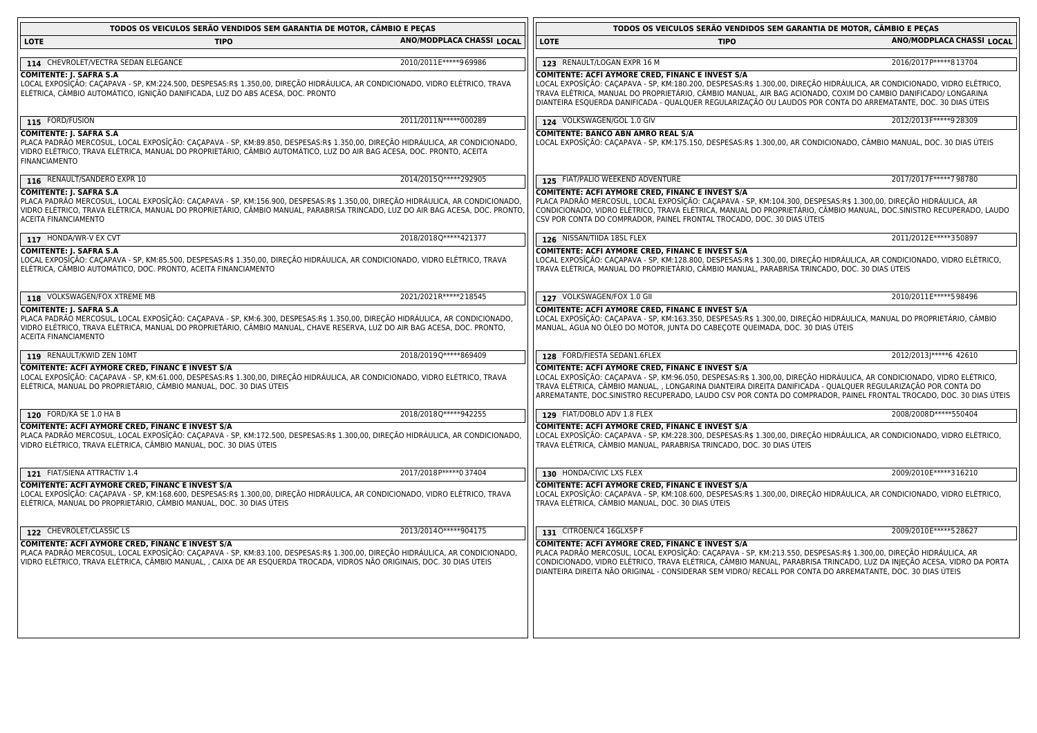## TODOS OS VEICULOS SERÃO VENDIDOS SEM GARANTIA DE MOTOR, CÂMBIO E PEÇAS

| LOTE | TIPO | ANO/MOD | PLACA | CHASSI | LOCAL |
|---|---|---|---|---|---|

**114** CHEVROLET/VECTRA SEDAN ELEGANCE — 2010/2011 E*****969986

**COMITENTE: J. SAFRA S.A**
LOCAL EXPOSIÇÃO: CAÇAPAVA - SP, KM:224.500, DESPESAS:R$ 1.350,00, DIREÇÃO HIDRÁULICA, AR CONDICIONADO, VIDRO ELÉTRICO, TRAVA ELÉTRICA, CÂMBIO AUTOMÁTICO, IGNIÇÃO DANIFICADA, LUZ DO ABS ACESA, DOC. PRONTO

**115** FORD/FUSION — 2011/2011 N*****000289

**COMITENTE: J. SAFRA S.A**
PLACA PADRÃO MERCOSUL, LOCAL EXPOSIÇÃO: CAÇAPAVA - SP, KM:89.850, DESPESAS:R$ 1.350,00, DIREÇÃO HIDRÁULICA, AR CONDICIONADO, VIDRO ELÉTRICO, TRAVA ELÉTRICA, MANUAL DO PROPRIETÁRIO, CÂMBIO AUTOMÁTICO, LUZ DO AIR BAG ACESA, DOC. PRONTO, ACEITA FINANCIAMENTO

**116** RENAULT/SANDERO EXPR 10 — 2014/2015 Q*****292905

**COMITENTE: J. SAFRA S.A**
PLACA PADRÃO MERCOSUL, LOCAL EXPOSIÇÃO: CAÇAPAVA - SP, KM:156.900, DESPESAS:R$ 1.350,00, DIREÇÃO HIDRÁULICA, AR CONDICIONADO, VIDRO ELÉTRICO, TRAVA ELÉTRICA, MANUAL DO PROPRIETÁRIO, CÂMBIO MANUAL, PARABRISA TRINCADO, LUZ DO AIR BAG ACESA, DOC. PRONTO, ACEITA FINANCIAMENTO

**117** HONDA/WR-V EX CVT — 2018/2018 Q*****421377

**COMITENTE: J. SAFRA S.A**
LOCAL EXPOSIÇÃO: CAÇAPAVA - SP, KM:85.500, DESPESAS:R$ 1.350,00, DIREÇÃO HIDRÁULICA, AR CONDICIONADO, VIDRO ELÉTRICO, TRAVA ELÉTRICA, CÂMBIO AUTOMÁTICO, DOC. PRONTO, ACEITA FINANCIAMENTO

**118** VOLKSWAGEN/FOX XTREME MB — 2021/2021 R*****218545

**COMITENTE: J. SAFRA S.A**
PLACA PADRÃO MERCOSUL, LOCAL EXPOSIÇÃO: CAÇAPAVA - SP, KM:6.300, DESPESAS:R$ 1.350,00, DIREÇÃO HIDRÁULICA, AR CONDICIONADO, VIDRO ELÉTRICO, TRAVA ELÉTRICA, MANUAL DO PROPRIETÁRIO, CÂMBIO MANUAL, CHAVE RESERVA, LUZ DO AIR BAG ACESA, DOC. PRONTO, ACEITA FINANCIAMENTO

**119** RENAULT/KWID ZEN 10MT — 2018/2019 Q*****869409

**COMITENTE: ACFI AYMORE CRED, FINANC E INVEST S/A**
LOCAL EXPOSIÇÃO: CAÇAPAVA - SP, KM:61.000, DESPESAS:R$ 1.300,00, DIREÇÃO HIDRÁULICA, AR CONDICIONADO, VIDRO ELÉTRICO, TRAVA ELÉTRICA, MANUAL DO PROPRIETÁRIO, CÂMBIO MANUAL, DOC. 30 DIAS ÚTEIS

**120** FORD/KA SE 1.0 HA B — 2018/2018 Q*****942255

**COMITENTE: ACFI AYMORE CRED, FINANC E INVEST S/A**
PLACA PADRÃO MERCOSUL, LOCAL EXPOSIÇÃO: CAÇAPAVA - SP, KM:172.500, DESPESAS:R$ 1.300,00, DIREÇÃO HIDRÁULICA, AR CONDICIONADO, VIDRO ELÉTRICO, TRAVA ELÉTRICA, CÂMBIO MANUAL, DOC. 30 DIAS ÚTEIS

**121** FIAT/SIENA ATTRACTIV 1.4 — 2017/2018 P*****037404

**COMITENTE: ACFI AYMORE CRED, FINANC E INVEST S/A**
LOCAL EXPOSIÇÃO: CAÇAPAVA - SP, KM:168.600, DESPESAS:R$ 1.300,00, DIREÇÃO HIDRÁULICA, AR CONDICIONADO, VIDRO ELÉTRICO, TRAVA ELÉTRICA, MANUAL DO PROPRIETÁRIO, CÂMBIO MANUAL, DOC. 30 DIAS ÚTEIS

**122** CHEVROLET/CLASSIC LS — 2013/2014 O*****904175

**COMITENTE: ACFI AYMORE CRED, FINANC E INVEST S/A**
PLACA PADRÃO MERCOSUL, LOCAL EXPOSIÇÃO: CAÇAPAVA - SP, KM:83.100, DESPESAS:R$ 1.300,00, DIREÇÃO HIDRÁULICA, AR CONDICIONADO, VIDRO ELÉTRICO, TRAVA ELÉTRICA, CÂMBIO MANUAL, , CAIXA DE AR ESQUERDA TROCADA, VIDROS NÃO ORIGINAIS, DOC. 30 DIAS ÚTEIS

**123** RENAULT/LOGAN EXPR 16 M — 2016/2017 P*****813704

**COMITENTE: ACFI AYMORE CRED, FINANC E INVEST S/A**
LOCAL EXPOSIÇÃO: CAÇAPAVA - SP, KM:180.200, DESPESAS:R$ 1.300,00, DIREÇÃO HIDRÁULICA, AR CONDICIONADO, VIDRO ELÉTRICO, TRAVA ELÉTRICA, MANUAL DO PROPRIETÁRIO, CÂMBIO MANUAL, AIR BAG ACIONADO, COXIM DO CAMBIO DANIFICADO/ LONGARINA DIANTEIRA ESQUERDA DANIFICADA - QUALQUER REGULARIZAÇÃO OU LAUDOS POR CONTA DO ARREMATANTE, DOC. 30 DIAS ÚTEIS

**124** VOLKSWAGEN/GOL 1.0 GIV — 2012/2013 F*****928309

**COMITENTE: BANCO ABN AMRO REAL S/A**
LOCAL EXPOSIÇÃO: CAÇAPAVA - SP, KM:175.150, DESPESAS:R$ 1.300,00, AR CONDICIONADO, CÂMBIO MANUAL, DOC. 30 DIAS ÚTEIS

**125** FIAT/PALIO WEEKEND ADVENTURE — 2017/2017 F*****798780

**COMITENTE: ACFI AYMORE CRED, FINANC E INVEST S/A**
PLACA PADRÃO MERCOSUL, LOCAL EXPOSIÇÃO: CAÇAPAVA - SP, KM:104.300, DESPESAS:R$ 1.300,00, DIREÇÃO HIDRÁULICA, AR CONDICIONADO, VIDRO ELÉTRICO, TRAVA ELÉTRICA, MANUAL DO PROPRIETÁRIO, CÂMBIO MANUAL, DOC.SINISTRO RECUPERADO, LAUDO CSV POR CONTA DO COMPRADOR, PAINEL FRONTAL TROCADO, DOC. 30 DIAS ÚTEIS

**126** NISSAN/TIIDA 18SL FLEX — 2011/2012 E*****350897

**COMITENTE: ACFI AYMORE CRED, FINANC E INVEST S/A**
LOCAL EXPOSIÇÃO: CAÇAPAVA - SP, KM:128.800, DESPESAS:R$ 1.300,00, DIREÇÃO HIDRÁULICA, AR CONDICIONADO, VIDRO ELÉTRICO, TRAVA ELÉTRICA, MANUAL DO PROPRIETÁRIO, CÂMBIO MANUAL, PARABRISA TRINCADO, DOC. 30 DIAS ÚTEIS

**127** VOLKSWAGEN/FOX 1.0 GII — 2010/2011 E*****598496

**COMITENTE: ACFI AYMORE CRED, FINANC E INVEST S/A**
LOCAL EXPOSIÇÃO: CAÇAPAVA - SP, KM:163.350, DESPESAS:R$ 1.300,00, DIREÇÃO HIDRÁULICA, MANUAL DO PROPRIETÁRIO, CÂMBIO MANUAL, ÁGUA NO ÓLEO DO MOTOR, JUNTA DO CABEÇOTE QUEIMADA, DOC. 30 DIAS ÚTEIS

**128** FORD/FIESTA SEDAN1.6FLEX — 2012/2013 J*****6 42610

**COMITENTE: ACFI AYMORE CRED, FINANC E INVEST S/A**
LOCAL EXPOSIÇÃO: CAÇAPAVA - SP, KM:96.050, DESPESAS:R$ 1.300,00, DIREÇÃO HIDRÁULICA, AR CONDICIONADO, VIDRO ELÉTRICO, TRAVA ELÉTRICA, CÂMBIO MANUAL, , LONGARINA DIANTEIRA DIREITA DANIFICADA - QUALQUER REGULARIZAÇÃO POR CONTA DO ARREMATANTE, DOC.SINISTRO RECUPERADO, LAUDO CSV POR CONTA DO COMPRADOR, PAINEL FRONTAL TROCADO, DOC. 30 DIAS ÚTEIS

**129** FIAT/DOBLO ADV 1.8 FLEX — 2008/2008 D*****550404

**COMITENTE: ACFI AYMORE CRED, FINANC E INVEST S/A**
LOCAL EXPOSIÇÃO: CAÇAPAVA - SP, KM:228.300, DESPESAS:R$ 1.300,00, DIREÇÃO HIDRÁULICA, AR CONDICIONADO, VIDRO ELÉTRICO, TRAVA ELÉTRICA, CÂMBIO MANUAL, PARABRISA TRINCADO, DOC. 30 DIAS ÚTEIS

**130** HONDA/CIVIC LXS FLEX — 2009/2010 E*****316210

**COMITENTE: ACFI AYMORE CRED, FINANC E INVEST S/A**
LOCAL EXPOSIÇÃO: CAÇAPAVA - SP, KM:108.600, DESPESAS:R$ 1.300,00, DIREÇÃO HIDRÁULICA, AR CONDICIONADO, VIDRO ELÉTRICO, TRAVA ELÉTRICA, CÂMBIO MANUAL, DOC. 30 DIAS ÚTEIS

**131** CITROEN/C4 16GLX5P F — 2009/2010 E*****528627

**COMITENTE: ACFI AYMORE CRED, FINANC E INVEST S/A**
PLACA PADRÃO MERCOSUL, LOCAL EXPOSIÇÃO: CAÇAPAVA - SP, KM:213.550, DESPESAS:R$ 1.300,00, DIREÇÃO HIDRÁULICA, AR CONDICIONADO, VIDRO ELÉTRICO, TRAVA ELÉTRICA, CÂMBIO MANUAL, PARABRISA TRINCADO, LUZ DA INJEÇÃO ACESA, VIDRO DA PORTA DIANTEIRA DIREITA NÃO ORIGINAL - CONSIDERAR SEM VIDRO/ RECALL POR CONTA DO ARREMATANTE, DOC. 30 DIAS ÚTEIS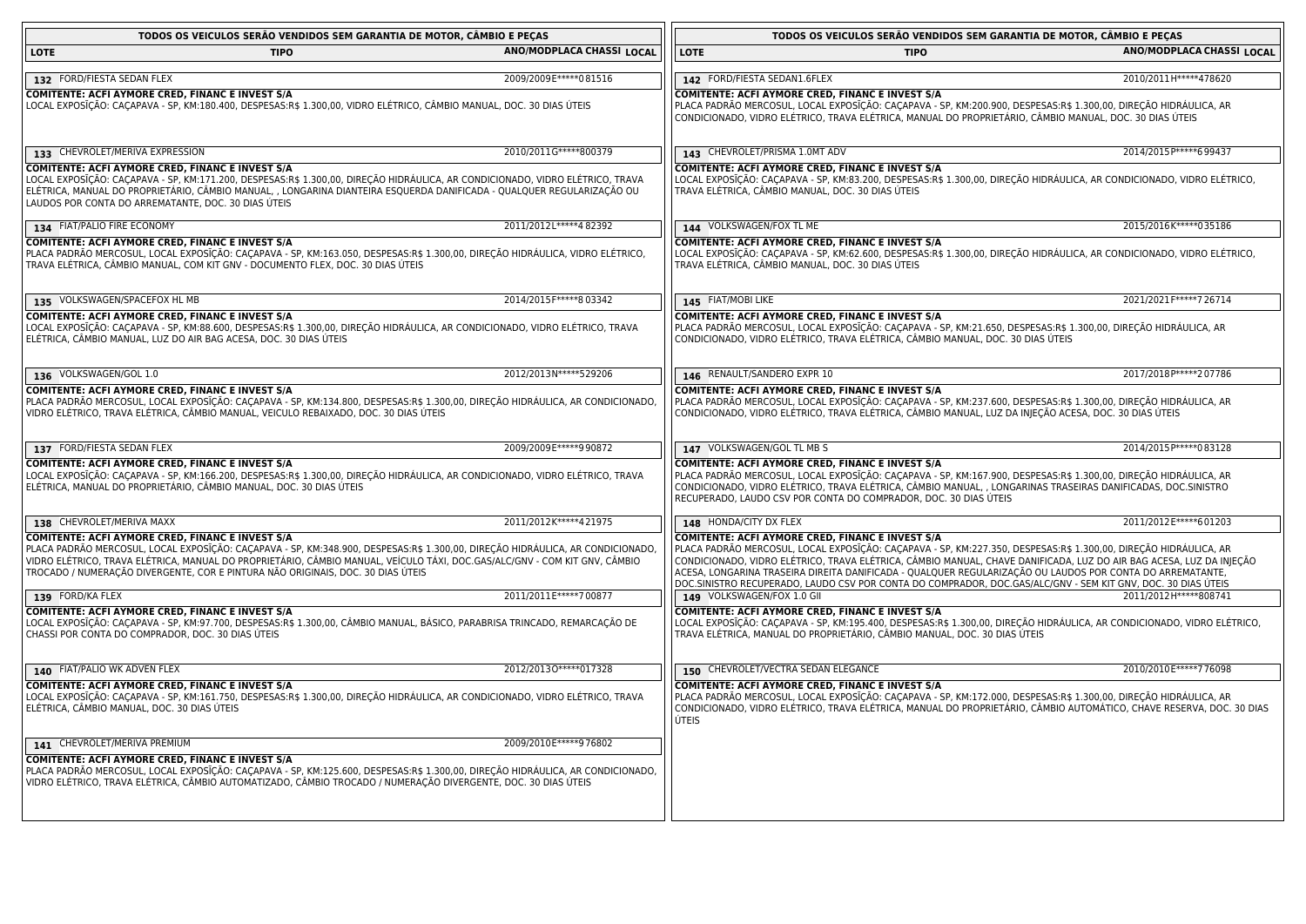## TODOS OS VEICULOS SERÃO VENDIDOS SEM GARANTIA DE MOTOR, CÂMBIO E PEÇAS

| LOTE | TIPO | ANO/MOD | PLACA | CHASSI | LOCAL |
|---|---|---|---|---|---|

**132** FORD/FIESTA SEDAN FLEX — 2009/2009 E*****081516

**COMITENTE: ACFI AYMORE CRED, FINANC E INVEST S/A**
LOCAL EXPOSIÇÃO: CAÇAPAVA - SP, KM:180.400, DESPESAS:R$ 1.300,00, VIDRO ELÉTRICO, CÂMBIO MANUAL, DOC. 30 DIAS ÚTEIS

**133** CHEVROLET/MERIVA EXPRESSION — 2010/2011 G*****800379

**COMITENTE: ACFI AYMORE CRED, FINANC E INVEST S/A**
LOCAL EXPOSIÇÃO: CAÇAPAVA - SP, KM:171.200, DESPESAS:R$ 1.300,00, DIREÇÃO HIDRÁULICA, AR CONDICIONADO, VIDRO ELÉTRICO, TRAVA ELÉTRICA, MANUAL DO PROPRIETÁRIO, CÂMBIO MANUAL, , LONGARINA DIANTEIRA ESQUERDA DANIFICADA - QUALQUER REGULARIZAÇÃO OU LAUDOS POR CONTA DO ARREMATANTE, DOC. 30 DIAS ÚTEIS

**134** FIAT/PALIO FIRE ECONOMY — 2011/2012 L*****482392

**COMITENTE: ACFI AYMORE CRED, FINANC E INVEST S/A**
PLACA PADRÃO MERCOSUL, LOCAL EXPOSIÇÃO: CAÇAPAVA - SP, KM:163.050, DESPESAS:R$ 1.300,00, DIREÇÃO HIDRÁULICA, VIDRO ELÉTRICO, TRAVA ELÉTRICA, CÂMBIO MANUAL, COM KIT GNV - DOCUMENTO FLEX, DOC. 30 DIAS ÚTEIS

**135** VOLKSWAGEN/SPACEFOX HL MB — 2014/2015 F*****803342

**COMITENTE: ACFI AYMORE CRED, FINANC E INVEST S/A**
LOCAL EXPOSIÇÃO: CAÇAPAVA - SP, KM:88.600, DESPESAS:R$ 1.300,00, DIREÇÃO HIDRÁULICA, AR CONDICIONADO, VIDRO ELÉTRICO, TRAVA ELÉTRICA, CÂMBIO MANUAL, LUZ DO AIR BAG ACESA, DOC. 30 DIAS ÚTEIS

**136** VOLKSWAGEN/GOL 1.0 — 2012/2013 N*****529206

**COMITENTE: ACFI AYMORE CRED, FINANC E INVEST S/A**
PLACA PADRÃO MERCOSUL, LOCAL EXPOSIÇÃO: CAÇAPAVA - SP, KM:134.800, DESPESAS:R$ 1.300,00, DIREÇÃO HIDRÁULICA, AR CONDICIONADO, VIDRO ELÉTRICO, TRAVA ELÉTRICA, CÂMBIO MANUAL, VEICULO REBAIXADO, DOC. 30 DIAS ÚTEIS

**137** FORD/FIESTA SEDAN FLEX — 2009/2009 E*****990872

**COMITENTE: ACFI AYMORE CRED, FINANC E INVEST S/A**
LOCAL EXPOSIÇÃO: CAÇAPAVA - SP, KM:166.200, DESPESAS:R$ 1.300,00, DIREÇÃO HIDRÁULICA, AR CONDICIONADO, VIDRO ELÉTRICO, TRAVA ELÉTRICA, MANUAL DO PROPRIETÁRIO, CÂMBIO MANUAL, DOC. 30 DIAS ÚTEIS

**138** CHEVROLET/MERIVA MAXX — 2011/2012 K*****421975

**COMITENTE: ACFI AYMORE CRED, FINANC E INVEST S/A**
PLACA PADRÃO MERCOSUL, LOCAL EXPOSIÇÃO: CAÇAPAVA - SP, KM:348.900, DESPESAS:R$ 1.300,00, DIREÇÃO HIDRÁULICA, AR CONDICIONADO, VIDRO ELÉTRICO, TRAVA ELÉTRICA, MANUAL DO PROPRIETÁRIO, CÂMBIO MANUAL, VEÍCULO TÁXI, DOC.GAS/ALC/GNV - COM KIT GNV, CÂMBIO TROCADO / NUMERAÇÃO DIVERGENTE, COR E PINTURA NÃO ORIGINAIS, DOC. 30 DIAS ÚTEIS

**139** FORD/KA FLEX — 2011/2011 E*****700877

**COMITENTE: ACFI AYMORE CRED, FINANC E INVEST S/A**
LOCAL EXPOSIÇÃO: CAÇAPAVA - SP, KM:97.700, DESPESAS:R$ 1.300,00, CÂMBIO MANUAL, BÁSICO, PARABRISA TRINCADO, REMARCAÇÃO DE CHASSI POR CONTA DO COMPRADOR, DOC. 30 DIAS ÚTEIS

**140** FIAT/PALIO WK ADVEN FLEX — 2012/2013 O*****017328

**COMITENTE: ACFI AYMORE CRED, FINANC E INVEST S/A**
LOCAL EXPOSIÇÃO: CAÇAPAVA - SP, KM:161.750, DESPESAS:R$ 1.300,00, DIREÇÃO HIDRÁULICA, AR CONDICIONADO, VIDRO ELÉTRICO, TRAVA ELÉTRICA, CÂMBIO MANUAL, DOC. 30 DIAS ÚTEIS

**141** CHEVROLET/MERIVA PREMIUM — 2009/2010 E*****976802

**COMITENTE: ACFI AYMORE CRED, FINANC E INVEST S/A**
PLACA PADRÃO MERCOSUL, LOCAL EXPOSIÇÃO: CAÇAPAVA - SP, KM:125.600, DESPESAS:R$ 1.300,00, DIREÇÃO HIDRÁULICA, AR CONDICIONADO, VIDRO ELÉTRICO, TRAVA ELÉTRICA, CÂMBIO AUTOMATIZADO, CÂMBIO TROCADO / NUMERAÇÃO DIVERGENTE, DOC. 30 DIAS ÚTEIS

**142** FORD/FIESTA SEDAN1.6FLEX — 2010/2011 H*****478620

**COMITENTE: ACFI AYMORE CRED, FINANC E INVEST S/A**
PLACA PADRÃO MERCOSUL, LOCAL EXPOSIÇÃO: CAÇAPAVA - SP, KM:200.900, DESPESAS:R$ 1.300,00, DIREÇÃO HIDRÁULICA, AR CONDICIONADO, VIDRO ELÉTRICO, TRAVA ELÉTRICA, MANUAL DO PROPRIETÁRIO, CÂMBIO MANUAL, DOC. 30 DIAS ÚTEIS

**143** CHEVROLET/PRISMA 1.0MT ADV — 2014/2015 P*****699437

**COMITENTE: ACFI AYMORE CRED, FINANC E INVEST S/A**
LOCAL EXPOSIÇÃO: CAÇAPAVA - SP, KM:83.200, DESPESAS:R$ 1.300,00, DIREÇÃO HIDRÁULICA, AR CONDICIONADO, VIDRO ELÉTRICO, TRAVA ELÉTRICA, CÂMBIO MANUAL, DOC. 30 DIAS ÚTEIS

**144** VOLKSWAGEN/FOX TL ME — 2015/2016 K*****035186

**COMITENTE: ACFI AYMORE CRED, FINANC E INVEST S/A**
LOCAL EXPOSIÇÃO: CAÇAPAVA - SP, KM:62.600, DESPESAS:R$ 1.300,00, DIREÇÃO HIDRÁULICA, AR CONDICIONADO, VIDRO ELÉTRICO, TRAVA ELÉTRICA, CÂMBIO MANUAL, DOC. 30 DIAS ÚTEIS

**145** FIAT/MOBI LIKE — 2021/2021 F*****726714

**COMITENTE: ACFI AYMORE CRED, FINANC E INVEST S/A**
PLACA PADRÃO MERCOSUL, LOCAL EXPOSIÇÃO: CAÇAPAVA - SP, KM:21.650, DESPESAS:R$ 1.300,00, DIREÇÃO HIDRÁULICA, AR CONDICIONADO, VIDRO ELÉTRICO, TRAVA ELÉTRICA, CÂMBIO MANUAL, DOC. 30 DIAS ÚTEIS

**146** RENAULT/SANDERO EXPR 10 — 2017/2018 P*****207786

**COMITENTE: ACFI AYMORE CRED, FINANC E INVEST S/A**
PLACA PADRÃO MERCOSUL, LOCAL EXPOSIÇÃO: CAÇAPAVA - SP, KM:237.600, DESPESAS:R$ 1.300,00, DIREÇÃO HIDRÁULICA, AR CONDICIONADO, VIDRO ELÉTRICO, TRAVA ELÉTRICA, CÂMBIO MANUAL, LUZ DA INJEÇÃO ACESA, DOC. 30 DIAS ÚTEIS

**147** VOLKSWAGEN/GOL TL MB S — 2014/2015 P*****083128

**COMITENTE: ACFI AYMORE CRED, FINANC E INVEST S/A**
PLACA PADRÃO MERCOSUL, LOCAL EXPOSIÇÃO: CAÇAPAVA - SP, KM:167.900, DESPESAS:R$ 1.300,00, DIREÇÃO HIDRÁULICA, AR CONDICIONADO, VIDRO ELÉTRICO, TRAVA ELÉTRICA, CÂMBIO MANUAL, , LONGARINAS TRASEIRAS DANIFICADAS, DOC.SINISTRO RECUPERADO, LAUDO CSV POR CONTA DO COMPRADOR, DOC. 30 DIAS ÚTEIS

**148** HONDA/CITY DX FLEX — 2011/2012 E*****601203

**COMITENTE: ACFI AYMORE CRED, FINANC E INVEST S/A**
PLACA PADRÃO MERCOSUL, LOCAL EXPOSIÇÃO: CAÇAPAVA - SP, KM:227.350, DESPESAS:R$ 1.300,00, DIREÇÃO HIDRÁULICA, AR CONDICIONADO, VIDRO ELÉTRICO, TRAVA ELÉTRICA, CÂMBIO MANUAL, CHAVE DANIFICADA, LUZ DO AIR BAG ACESA, LUZ DA INJEÇÃO ACESA, LONGARINA TRASEIRA DIREITA DANIFICADA - QUALQUER REGULARIZAÇÃO OU LAUDOS POR CONTA DO ARREMATANTE, DOC.SINISTRO RECUPERADO, LAUDO CSV POR CONTA DO COMPRADOR, DOC.GAS/ALC/GNV - SEM KIT GNV, DOC. 30 DIAS ÚTEIS

**149** VOLKSWAGEN/FOX 1.0 GII — 2011/2012 H*****808741

**COMITENTE: ACFI AYMORE CRED, FINANC E INVEST S/A**
LOCAL EXPOSIÇÃO: CAÇAPAVA - SP, KM:195.400, DESPESAS:R$ 1.300,00, DIREÇÃO HIDRÁULICA, AR CONDICIONADO, VIDRO ELÉTRICO, TRAVA ELÉTRICA, MANUAL DO PROPRIETÁRIO, CÂMBIO MANUAL, DOC. 30 DIAS ÚTEIS

**150** CHEVROLET/VECTRA SEDAN ELEGANCE — 2010/2010 E*****776098

**COMITENTE: ACFI AYMORE CRED, FINANC E INVEST S/A**
PLACA PADRÃO MERCOSUL, LOCAL EXPOSIÇÃO: CAÇAPAVA - SP, KM:172.000, DESPESAS:R$ 1.300,00, DIREÇÃO HIDRÁULICA, AR CONDICIONADO, VIDRO ELÉTRICO, TRAVA ELÉTRICA, MANUAL DO PROPRIETÁRIO, CÂMBIO AUTOMÁTICO, CHAVE RESERVA, DOC. 30 DIAS ÚTEIS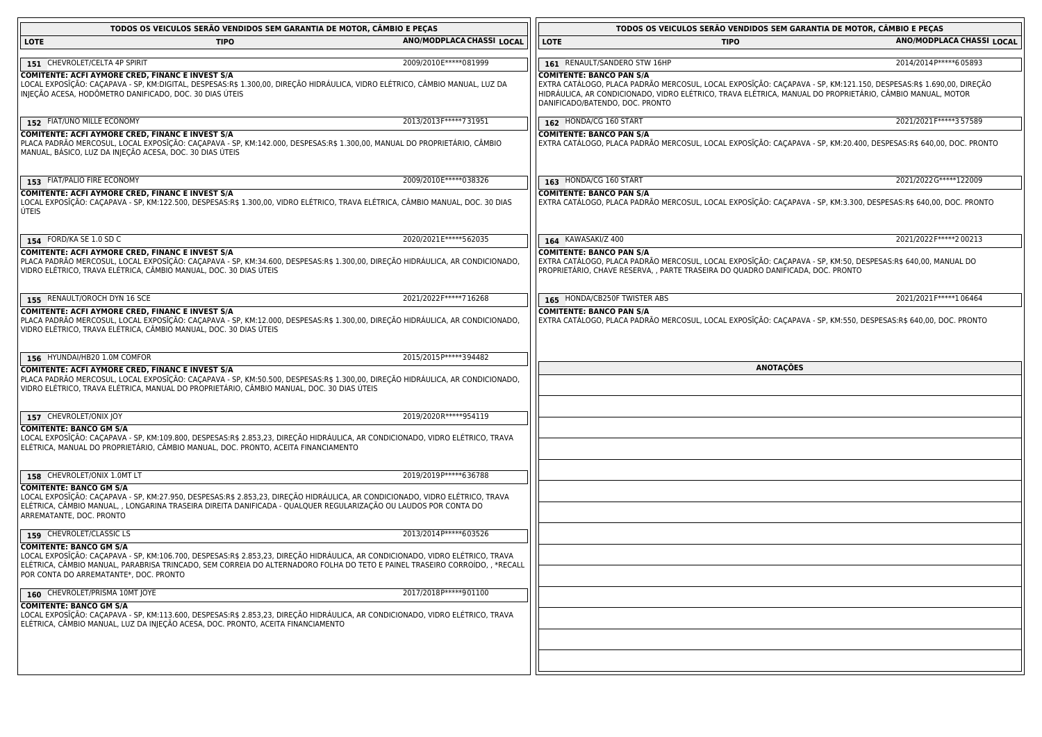**TODOS OS VEICULOS SERÃO VENDIDOS SEM GARANTIA DE MOTOR, CÂMBIO E PEÇAS**

| LOTE | TIPO | ANO/MOD | PLACA | CHASSI | LOCAL |
|---|---|---|---|---|---|
| 151 | CHEVROLET/CELTA 4P SPIRIT | 2009/2010 | E***** | 081999 | |

**COMITENTE: ACFI AYMORE CRED, FINANC E INVEST S/A**
LOCAL EXPOSIÇÃO: CAÇAPAVA - SP, KM:DIGITAL, DESPESAS:R$ 1.300,00, DIREÇÃO HIDRÁULICA, VIDRO ELÉTRICO, CÂMBIO MANUAL, LUZ DA INJEÇÃO ACESA, HODÔMETRO DANIFICADO, DOC. 30 DIAS ÚTEIS

| LOTE | TIPO | ANO/MOD | PLACA | CHASSI | LOCAL |
|---|---|---|---|---|---|
| 152 | FIAT/UNO MILLE ECONOMY | 2013/2013 | F***** | 731951 | |

**COMITENTE: ACFI AYMORE CRED, FINANC E INVEST S/A**
PLACA PADRÃO MERCOSUL, LOCAL EXPOSIÇÃO: CAÇAPAVA - SP, KM:142.000, DESPESAS:R$ 1.300,00, MANUAL DO PROPRIETÁRIO, CÂMBIO MANUAL, BÁSICO, LUZ DA INJEÇÃO ACESA, DOC. 30 DIAS ÚTEIS

| LOTE | TIPO | ANO/MOD | PLACA | CHASSI | LOCAL |
|---|---|---|---|---|---|
| 153 | FIAT/PALIO FIRE ECONOMY | 2009/2010 | E***** | 038326 | |

**COMITENTE: ACFI AYMORE CRED, FINANC E INVEST S/A**
LOCAL EXPOSIÇÃO: CAÇAPAVA - SP, KM:122.500, DESPESAS:R$ 1.300,00, VIDRO ELÉTRICO, TRAVA ELÉTRICA, CÂMBIO MANUAL, DOC. 30 DIAS ÚTEIS

| LOTE | TIPO | ANO/MOD | PLACA | CHASSI | LOCAL |
|---|---|---|---|---|---|
| 154 | FORD/KA SE 1.0 SD C | 2020/2021 | E***** | 562035 | |

**COMITENTE: ACFI AYMORE CRED, FINANC E INVEST S/A**
PLACA PADRÃO MERCOSUL, LOCAL EXPOSIÇÃO: CAÇAPAVA - SP, KM:34.600, DESPESAS:R$ 1.300,00, DIREÇÃO HIDRÁULICA, AR CONDICIONADO, VIDRO ELÉTRICO, TRAVA ELÉTRICA, CÂMBIO MANUAL, DOC. 30 DIAS ÚTEIS

| LOTE | TIPO | ANO/MOD | PLACA | CHASSI | LOCAL |
|---|---|---|---|---|---|
| 155 | RENAULT/OROCH DYN 16 SCE | 2021/2022 | F***** | 716268 | |

**COMITENTE: ACFI AYMORE CRED, FINANC E INVEST S/A**
PLACA PADRÃO MERCOSUL, LOCAL EXPOSIÇÃO: CAÇAPAVA - SP, KM:12.000, DESPESAS:R$ 1.300,00, DIREÇÃO HIDRÁULICA, AR CONDICIONADO, VIDRO ELÉTRICO, TRAVA ELÉTRICA, CÂMBIO MANUAL, DOC. 30 DIAS ÚTEIS

| LOTE | TIPO | ANO/MOD | PLACA | CHASSI | LOCAL |
|---|---|---|---|---|---|
| 156 | HYUNDAI/HB20 1.0M COMFOR | 2015/2015 | P***** | 394482 | |

**COMITENTE: ACFI AYMORE CRED, FINANC E INVEST S/A**
PLACA PADRÃO MERCOSUL, LOCAL EXPOSIÇÃO: CAÇAPAVA - SP, KM:50.500, DESPESAS:R$ 1.300,00, DIREÇÃO HIDRÁULICA, AR CONDICIONADO, VIDRO ELÉTRICO, TRAVA ELÉTRICA, MANUAL DO PROPRIETÁRIO, CÂMBIO MANUAL, DOC. 30 DIAS ÚTEIS

| LOTE | TIPO | ANO/MOD | PLACA | CHASSI | LOCAL |
|---|---|---|---|---|---|
| 157 | CHEVROLET/ONIX JOY | 2019/2020 | R***** | 954119 | |

**COMITENTE: BANCO GM S/A**
LOCAL EXPOSIÇÃO: CAÇAPAVA - SP, KM:109.800, DESPESAS:R$ 2.853,23, DIREÇÃO HIDRÁULICA, AR CONDICIONADO, VIDRO ELÉTRICO, TRAVA ELÉTRICA, MANUAL DO PROPRIETÁRIO, CÂMBIO MANUAL, DOC. PRONTO, ACEITA FINANCIAMENTO

| LOTE | TIPO | ANO/MOD | PLACA | CHASSI | LOCAL |
|---|---|---|---|---|---|
| 158 | CHEVROLET/ONIX 1.0MT LT | 2019/2019 | P***** | 636788 | |

**COMITENTE: BANCO GM S/A**
LOCAL EXPOSIÇÃO: CAÇAPAVA - SP, KM:27.950, DESPESAS:R$ 2.853,23, DIREÇÃO HIDRÁULICA, AR CONDICIONADO, VIDRO ELÉTRICO, TRAVA ELÉTRICA, CÂMBIO MANUAL, , LONGARINA TRASEIRA DIREITA DANIFICADA - QUALQUER REGULARIZAÇÃO OU LAUDOS POR CONTA DO ARREMATANTE, DOC. PRONTO

| LOTE | TIPO | ANO/MOD | PLACA | CHASSI | LOCAL |
|---|---|---|---|---|---|
| 159 | CHEVROLET/CLASSIC LS | 2013/2014 | P***** | 603526 | |

**COMITENTE: BANCO GM S/A**
LOCAL EXPOSIÇÃO: CAÇAPAVA - SP, KM:106.700, DESPESAS:R$ 2.853,23, DIREÇÃO HIDRÁULICA, AR CONDICIONADO, VIDRO ELÉTRICO, TRAVA ELÉTRICA, CÂMBIO MANUAL, PARABRISA TRINCADO, SEM CORREIA DO ALTERNADORO FOLHA DO TETO E PAINEL TRASEIRO CORROÍDO, , *RECALL POR CONTA DO ARREMATANTE*, DOC. PRONTO

| LOTE | TIPO | ANO/MOD | PLACA | CHASSI | LOCAL |
|---|---|---|---|---|---|
| 160 | CHEVROLET/PRISMA 10MT JOYE | 2017/2018 | P***** | 901100 | |

**COMITENTE: BANCO GM S/A**
LOCAL EXPOSIÇÃO: CAÇAPAVA - SP, KM:113.600, DESPESAS:R$ 2.853,23, DIREÇÃO HIDRÁULICA, AR CONDICIONADO, VIDRO ELÉTRICO, TRAVA ELÉTRICA, CÂMBIO MANUAL, LUZ DA INJEÇÃO ACESA, DOC. PRONTO, ACEITA FINANCIAMENTO

**TODOS OS VEICULOS SERÃO VENDIDOS SEM GARANTIA DE MOTOR, CÂMBIO E PEÇAS**

| LOTE | TIPO | ANO/MOD | PLACA | CHASSI | LOCAL |
|---|---|---|---|---|---|
| 161 | RENAULT/SANDERO STW 16HP | 2014/2014 | P***** | 605893 | |

**COMITENTE: BANCO PAN S/A**
EXTRA CATÁLOGO, PLACA PADRÃO MERCOSUL, LOCAL EXPOSIÇÃO: CAÇAPAVA - SP, KM:121.150, DESPESAS:R$ 1.690,00, DIREÇÃO HIDRÁULICA, AR CONDICIONADO, VIDRO ELÉTRICO, TRAVA ELÉTRICA, MANUAL DO PROPRIETÁRIO, CÂMBIO MANUAL, MOTOR DANIFICADO/BATENDO, DOC. PRONTO

| LOTE | TIPO | ANO/MOD | PLACA | CHASSI | LOCAL |
|---|---|---|---|---|---|
| 162 | HONDA/CG 160 START | 2021/2021 | F***** | 357589 | |

**COMITENTE: BANCO PAN S/A**
EXTRA CATÁLOGO, PLACA PADRÃO MERCOSUL, LOCAL EXPOSIÇÃO: CAÇAPAVA - SP, KM:20.400, DESPESAS:R$ 640,00, DOC. PRONTO

| LOTE | TIPO | ANO/MOD | PLACA | CHASSI | LOCAL |
|---|---|---|---|---|---|
| 163 | HONDA/CG 160 START | 2021/2022 | G***** | 122009 | |

**COMITENTE: BANCO PAN S/A**
EXTRA CATÁLOGO, PLACA PADRÃO MERCOSUL, LOCAL EXPOSIÇÃO: CAÇAPAVA - SP, KM:3.300, DESPESAS:R$ 640,00, DOC. PRONTO

| LOTE | TIPO | ANO/MOD | PLACA | CHASSI | LOCAL |
|---|---|---|---|---|---|
| 164 | KAWASAKI/Z 400 | 2021/2022 | F***** | 200213 | |

**COMITENTE: BANCO PAN S/A**
EXTRA CATÁLOGO, PLACA PADRÃO MERCOSUL, LOCAL EXPOSIÇÃO: CAÇAPAVA - SP, KM:50, DESPESAS:R$ 640,00, MANUAL DO PROPRIETÁRIO, CHAVE RESERVA, , PARTE TRASEIRA DO QUADRO DANIFICADA, DOC. PRONTO

| LOTE | TIPO | ANO/MOD | PLACA | CHASSI | LOCAL |
|---|---|---|---|---|---|
| 165 | HONDA/CB250F TWISTER ABS | 2021/2021 | F***** | 106464 | |

**COMITENTE: BANCO PAN S/A**
EXTRA CATÁLOGO, PLACA PADRÃO MERCOSUL, LOCAL EXPOSIÇÃO: CAÇAPAVA - SP, KM:550, DESPESAS:R$ 640,00, DOC. PRONTO

**ANOTAÇÕES**